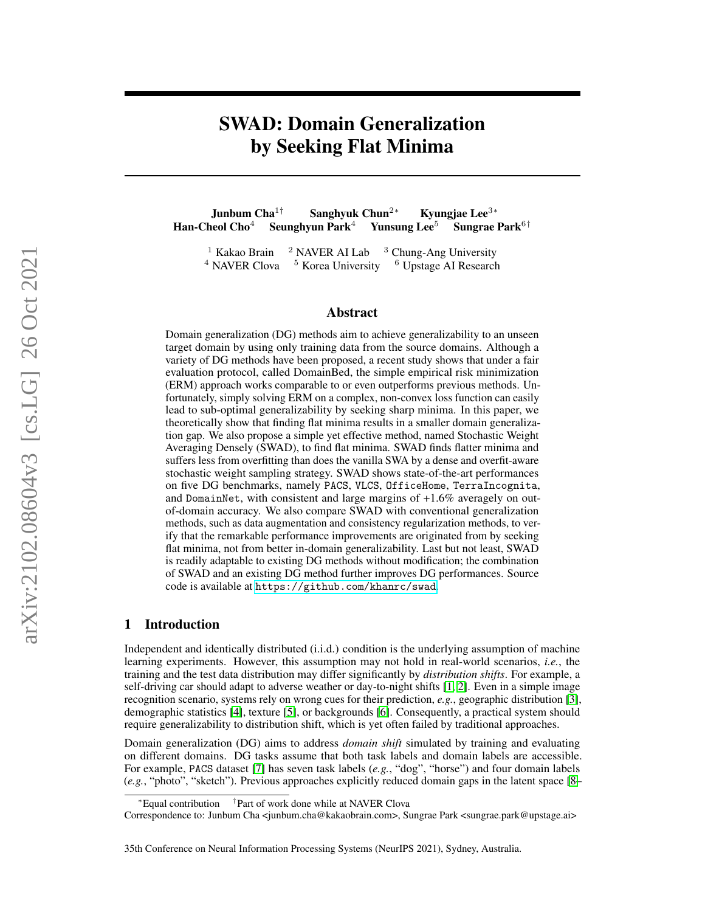# SWAD: Domain Generalization by Seeking Flat Minima

**Junbum Cha**[1†] **Sanghyuk Chun**[2*] **Kyungjae Lee**[3*]
**Han-Cheol Cho**[4] **Seunghyun Park**[4] **Yunsung Lee**[5] **Sungrae Park**[6†]

[1] Kakao Brain [2] NAVER AI Lab [3] Chung-Ang University
[4] NAVER Clova [5] Korea University [6] Upstage AI Research

## Abstract

Domain generalization (DG) methods aim to achieve generalizability to an unseen target domain by using only training data from the source domains. Although a variety of DG methods have been proposed, a recent study shows that under a fair evaluation protocol, called DomainBed, the simple empirical risk minimization (ERM) approach works comparable to or even outperforms previous methods. Unfortunately, simply solving ERM on a complex, non-convex loss function can easily lead to sub-optimal generalizability by seeking sharp minima. In this paper, we theoretically show that finding flat minima results in a smaller domain generalization gap. We also propose a simple yet effective method, named Stochastic Weight Averaging Densely (SWAD), to find flat minima. SWAD finds flatter minima and suffers less from overfitting than does the vanilla SWA by a dense and overfit-aware stochastic weight sampling strategy. SWAD shows state-of-the-art performances on five DG benchmarks, namely `PACS`, `VLCS`, `OfficeHome`, `TerraIncognita`, and `DomainNet`, with consistent and large margins of +1.6% averagely on out-of-domain accuracy. We also compare SWAD with conventional generalization methods, such as data augmentation and consistency regularization methods, to verify that the remarkable performance improvements are originated from by seeking flat minima, not from better in-domain generalizability. Last but not least, SWAD is readily adaptable to existing DG methods without modification; the combination of SWAD and an existing DG method further improves DG performances. Source code is available at https://github.com/khanrc/swad.

## 1 Introduction

Independent and identically distributed (i.i.d.) condition is the underlying assumption of machine learning experiments. However, this assumption may not hold in real-world scenarios, *i.e.*, the training and the test data distribution may differ significantly by *distribution shifts*. For example, a self-driving car should adapt to adverse weather or day-to-night shifts [1, 2]. Even in a simple image recognition scenario, systems rely on wrong cues for their prediction, *e.g.*, geographic distribution [3], demographic statistics [4], texture [5], or backgrounds [6]. Consequently, a practical system should require generalizability to distribution shift, which is yet often failed by traditional approaches.

Domain generalization (DG) aims to address *domain shift* simulated by training and evaluating on different domains. DG tasks assume that both task labels and domain labels are accessible. For example, `PACS` dataset [7] has seven task labels (*e.g.*, "dog", "horse") and four domain labels (*e.g.*, "photo", "sketch"). Previous approaches explicitly reduced domain gaps in the latent space [8–

*Equal contribution †Part of work done while at NAVER Clova
Correspondence to: Junbum Cha <junbum.cha@kakaobrain.com>, Sungrae Park <sungrae.park@upstage.ai>

35th Conference on Neural Information Processing Systems (NeurIPS 2021), Sydney, Australia.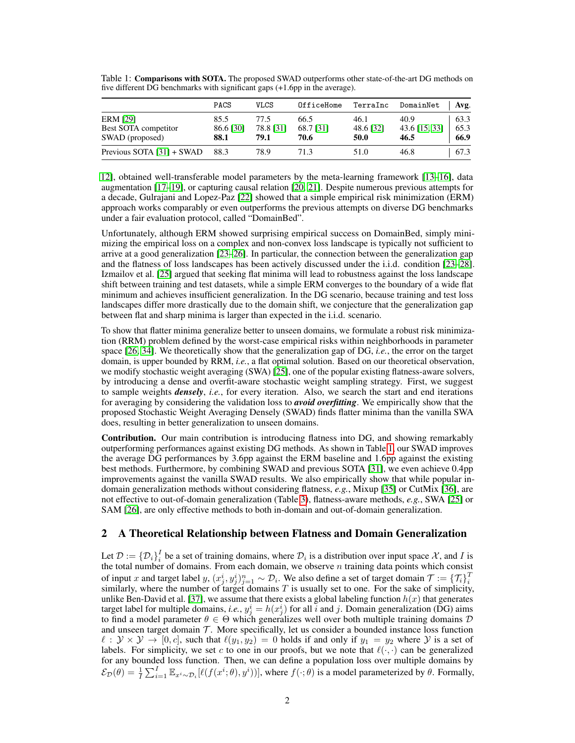Table 1: **Comparisons with SOTA.** The proposed SWAD outperforms other state-of-the-art DG methods on five different DG benchmarks with significant gaps (+1.6pp in the average).

| | PACS | VLCS | OfficeHome | TerraInc | DomainNet | Avg. |
|---|---|---|---|---|---|---|
| ERM [29] | 85.5 | 77.5 | 66.5 | 46.1 | 40.9 | 63.3 |
| Best SOTA competitor | 86.6 [30] | 78.8 [31] | 68.7 [31] | 48.6 [32] | 43.6 [15, 33] | 65.3 |
| SWAD (proposed) | **88.1** | **79.1** | **70.6** | **50.0** | **46.5** | **66.9** |
| Previous SOTA [31] + SWAD | 88.3 | 78.9 | 71.3 | 51.0 | 46.8 | 67.3 |

12], obtained well-transferable model parameters by the meta-learning framework [13–16], data augmentation [17–19], or capturing causal relation [20, 21]. Despite numerous previous attempts for a decade, Gulrajani and Lopez-Paz [22] showed that a simple empirical risk minimization (ERM) approach works comparably or even outperforms the previous attempts on diverse DG benchmarks under a fair evaluation protocol, called "DomainBed".

Unfortunately, although ERM showed surprising empirical success on DomainBed, simply minimizing the empirical loss on a complex and non-convex loss landscape is typically not sufficient to arrive at a good generalization [23–26]. In particular, the connection between the generalization gap and the flatness of loss landscapes has been actively discussed under the i.i.d. condition [23–28]. Izmailov et al. [25] argued that seeking flat minima will lead to robustness against the loss landscape shift between training and test datasets, while a simple ERM converges to the boundary of a wide flat minimum and achieves insufficient generalization. In the DG scenario, because training and test loss landscapes differ more drastically due to the domain shift, we conjecture that the generalization gap between flat and sharp minima is larger than expected in the i.i.d. scenario.

To show that flatter minima generalize better to unseen domains, we formulate a robust risk minimization (RRM) problem defined by the worst-case empirical risks within neighborhoods in parameter space [26, 34]. We theoretically show that the generalization gap of DG, *i.e.*, the error on the target domain, is upper bounded by RRM, *i.e.*, a flat optimal solution. Based on our theoretical observation, we modify stochastic weight averaging (SWA) [25], one of the popular existing flatness-aware solvers, by introducing a dense and overfit-aware stochastic weight sampling strategy. First, we suggest to sample weights ***densely***, *i.e.*, for every iteration. Also, we search the start and end iterations for averaging by considering the validation loss to ***avoid overfitting***. We empirically show that the proposed Stochastic Weight Averaging Densely (SWAD) finds flatter minima than the vanilla SWA does, resulting in better generalization to unseen domains.

**Contribution.** Our main contribution is introducing flatness into DG, and showing remarkably outperforming performances against existing DG methods. As shown in Table 1, our SWAD improves the average DG performances by 3.6pp against the ERM baseline and 1.6pp against the existing best methods. Furthermore, by combining SWAD and previous SOTA [31], we even achieve 0.4pp improvements against the vanilla SWAD results. We also empirically show that while popular in-domain generalization methods without considering flatness, *e.g.*, Mixup [35] or CutMix [36], are not effective to out-of-domain generalization (Table 3), flatness-aware methods, *e.g.*, SWA [25] or SAM [26], are only effective methods to both in-domain and out-of-domain generalization.

## 2 A Theoretical Relationship between Flatness and Domain Generalization

Let $\mathcal{D} := \{\mathcal{D}_i\}_i^I$ be a set of training domains, where $\mathcal{D}_i$ is a distribution over input space $\mathcal{X}$, and $I$ is the total number of domains. From each domain, we observe $n$ training data points which consist of input $x$ and target label $y$, $(x_j^i, y_j^i)_{j=1}^n \sim \mathcal{D}_i$. We also define a set of target domain $\mathcal{T} := \{\mathcal{T}_i\}_i^T$ similarly, where the number of target domains $T$ is usually set to one. For the sake of simplicity, unlike Ben-David et al. [37], we assume that there exists a global labeling function $h(x)$ that generates target label for multiple domains, *i.e.*, $y_j^i = h(x_j^i)$ for all $i$ and $j$. Domain generalization (DG) aims to find a model parameter $\theta \in \Theta$ which generalizes well over both multiple training domains $\mathcal{D}$ and unseen target domain $\mathcal{T}$. More specifically, let us consider a bounded instance loss function $\ell : \mathcal{Y} \times \mathcal{Y} \to [0, c]$, such that $\ell(y_1, y_2) = 0$ holds if and only if $y_1 = y_2$ where $\mathcal{Y}$ is a set of labels. For simplicity, we set $c$ to one in our proofs, but we note that $\ell(\cdot, \cdot)$ can be generalized for any bounded loss function. Then, we can define a population loss over multiple domains by $\mathcal{E}_{\mathcal{D}}(\theta) = \frac{1}{I}\sum_{i=1}^I \mathbb{E}_{x^i \sim \mathcal{D}_i}[\ell(f(x^i;\theta), y^i))]$, where $f(\cdot;\theta)$ is a model parameterized by $\theta$. Formally,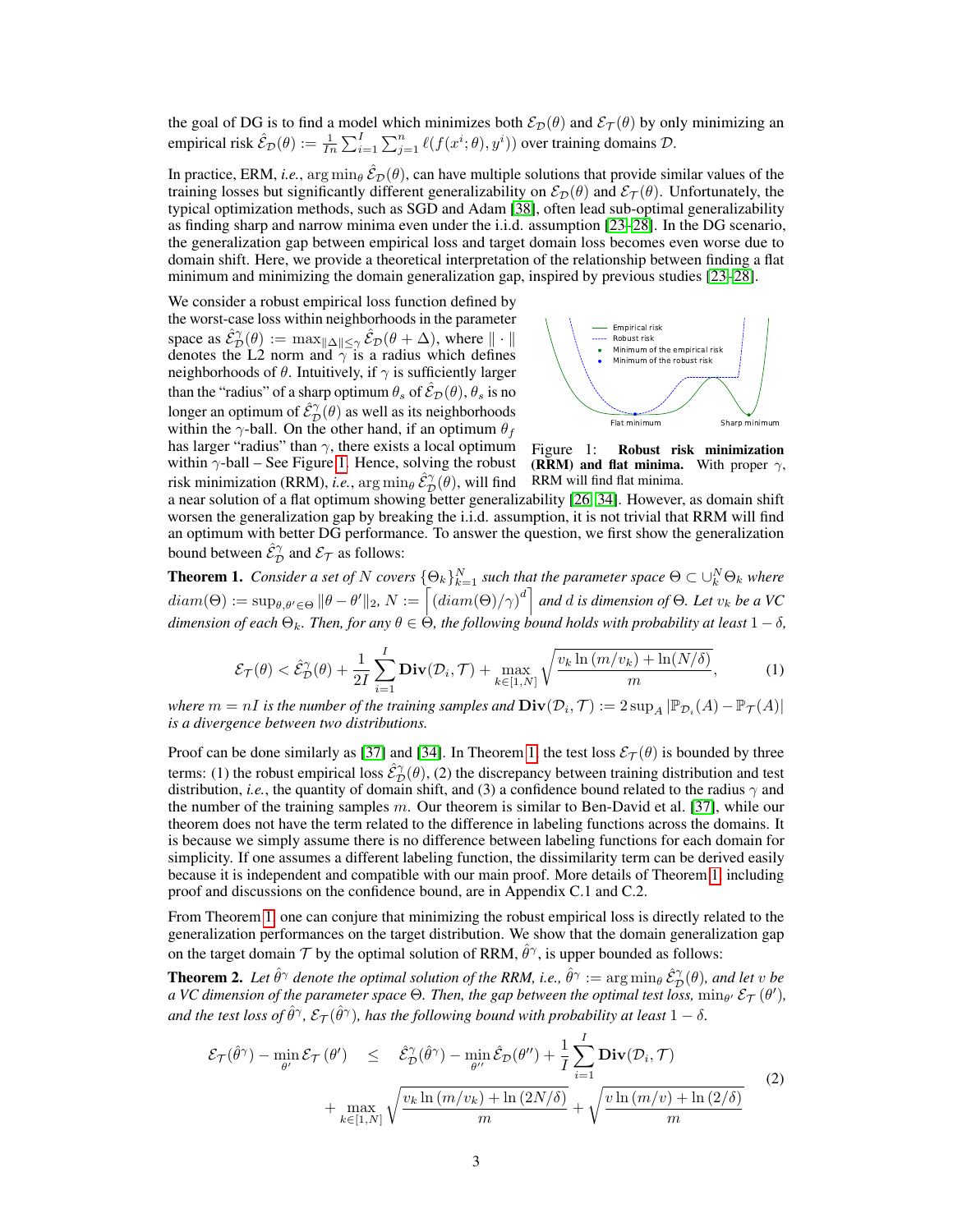the goal of DG is to find a model which minimizes both $\mathcal{E}_{\mathcal{D}}(\theta)$ and $\mathcal{E}_{\mathcal{T}}(\theta)$ by only minimizing an empirical risk $\hat{\mathcal{E}}_{\mathcal{D}}(\theta) := \frac{1}{In}\sum_{i=1}^{I}\sum_{j=1}^{n}\ell(f(x^i;\theta), y^i))$ over training domains $\mathcal{D}$.

In practice, ERM, *i.e.*, $\arg\min_\theta \hat{\mathcal{E}}_{\mathcal{D}}(\theta)$, can have multiple solutions that provide similar values of the training losses but significantly different generalizability on $\mathcal{E}_{\mathcal{D}}(\theta)$ and $\mathcal{E}_{\mathcal{T}}(\theta)$. Unfortunately, the typical optimization methods, such as SGD and Adam [38], often lead sub-optimal generalizability as finding sharp and narrow minima even under the i.i.d. assumption [23–28]. In the DG scenario, the generalization gap between empirical loss and target domain loss becomes even worse due to domain shift. Here, we provide a theoretical interpretation of the relationship between finding a flat minimum and minimizing the domain generalization gap, inspired by previous studies [23–28].

We consider a robust empirical loss function defined by the worst-case loss within neighborhoods in the parameter space as $\hat{\mathcal{E}}^{\gamma}_{\mathcal{D}}(\theta) := \max_{\|\Delta\|\leq\gamma}\hat{\mathcal{E}}_{\mathcal{D}}(\theta+\Delta)$, where $\|\cdot\|$ denotes the L2 norm and $\gamma$ is a radius which defines neighborhoods of $\theta$. Intuitively, if $\gamma$ is sufficiently larger than the "radius" of a sharp optimum $\theta_s$ of $\hat{\mathcal{E}}_{\mathcal{D}}(\theta)$, $\theta_s$ is no longer an optimum of $\hat{\mathcal{E}}^{\gamma}_{\mathcal{D}}(\theta)$ as well as its neighborhoods within the $\gamma$-ball. On the other hand, if an optimum $\theta_f$ has larger "radius" than $\gamma$, there exists a local optimum within $\gamma$-ball – See Figure 1. Hence, solving the robust risk minimization (RRM), *i.e.*, $\arg\min_\theta \hat{\mathcal{E}}^{\gamma}_{\mathcal{D}}(\theta)$, will find a near solution of a flat optimum showing better generalizability [26, 34]. However, as domain shift worsen the generalization gap by breaking the i.i.d. assumption, it is not trivial that RRM will find an optimum with better DG performance. To answer the question, we first show the generalization bound between $\hat{\mathcal{E}}^{\gamma}_{\mathcal{D}}$ and $\mathcal{E}_{\mathcal{T}}$ as follows:

Figure 1: **Robust risk minimization (RRM) and flat minima.** With proper $\gamma$, RRM will find flat minima.

**Theorem 1.** *Consider a set of $N$ covers $\{\Theta_k\}_{k=1}^{N}$ such that the parameter space $\Theta \subset \cup_k^N \Theta_k$ where $diam(\Theta) := \sup_{\theta,\theta'\in\Theta}\|\theta-\theta'\|_2$, $N := \left\lceil (diam(\Theta)/\gamma)^d \right\rceil$ and $d$ is dimension of $\Theta$. Let $v_k$ be a VC dimension of each $\Theta_k$. Then, for any $\theta \in \Theta$, the following bound holds with probability at least $1-\delta$,*

$$\mathcal{E}_{\mathcal{T}}(\theta) < \hat{\mathcal{E}}^{\gamma}_{\mathcal{D}}(\theta) + \frac{1}{2I}\sum_{i=1}^{I}\mathbf{Div}(\mathcal{D}_i,\mathcal{T}) + \max_{k\in[1,N]}\sqrt{\frac{v_k\ln(m/v_k)+\ln(N/\delta)}{m}}, \tag{1}$$

*where $m = nI$ is the number of the training samples and $\mathbf{Div}(\mathcal{D}_i,\mathcal{T}) := 2\sup_A|\mathbb{P}_{\mathcal{D}_i}(A) - \mathbb{P}_{\mathcal{T}}(A)|$ is a divergence between two distributions.*

Proof can be done similarly as [37] and [34]. In Theorem 1, the test loss $\mathcal{E}_{\mathcal{T}}(\theta)$ is bounded by three terms: (1) the robust empirical loss $\hat{\mathcal{E}}^{\gamma}_{\mathcal{D}}(\theta)$, (2) the discrepancy between training distribution and test distribution, *i.e.*, the quantity of domain shift, and (3) a confidence bound related to the radius $\gamma$ and the number of the training samples $m$. Our theorem is similar to Ben-David et al. [37], while our theorem does not have the term related to the difference in labeling functions across the domains. It is because we simply assume there is no difference between labeling functions for each domain for simplicity. If one assumes a different labeling function, the dissimilarity term can be derived easily because it is independent and compatible with our main proof. More details of Theorem 1, including proof and discussions on the confidence bound, are in Appendix C.1 and C.2.

From Theorem 1, one can conjure that minimizing the robust empirical loss is directly related to the generalization performances on the target distribution. We show that the domain generalization gap on the target domain $\mathcal{T}$ by the optimal solution of RRM, $\hat{\theta}^{\gamma}$, is upper bounded as follows:

**Theorem 2.** *Let $\hat{\theta}^{\gamma}$ denote the optimal solution of the RRM, i.e., $\hat{\theta}^{\gamma} := \arg\min_\theta \hat{\mathcal{E}}^{\gamma}_{\mathcal{D}}(\theta)$, and let $v$ be a VC dimension of the parameter space $\Theta$. Then, the gap between the optimal test loss, $\min_{\theta'}\mathcal{E}_{\mathcal{T}}(\theta')$, and the test loss of $\hat{\theta}^{\gamma}$, $\mathcal{E}_{\mathcal{T}}(\hat{\theta}^{\gamma})$, has the following bound with probability at least $1-\delta$.*

$$\begin{aligned}
\mathcal{E}_{\mathcal{T}}(\hat{\theta}^{\gamma}) - \min_{\theta'}\mathcal{E}_{\mathcal{T}}(\theta') \quad \leq \quad & \hat{\mathcal{E}}^{\gamma}_{\mathcal{D}}(\hat{\theta}^{\gamma}) - \min_{\theta''}\hat{\mathcal{E}}_{\mathcal{D}}(\theta'') + \frac{1}{I}\sum_{i=1}^{I}\mathbf{Div}(\mathcal{D}_i,\mathcal{T}) \\
& + \max_{k\in[1,N]}\sqrt{\frac{v_k\ln(m/v_k)+\ln(2N/\delta)}{m}} + \sqrt{\frac{v\ln(m/v)+\ln(2/\delta)}{m}}
\end{aligned} \tag{2}$$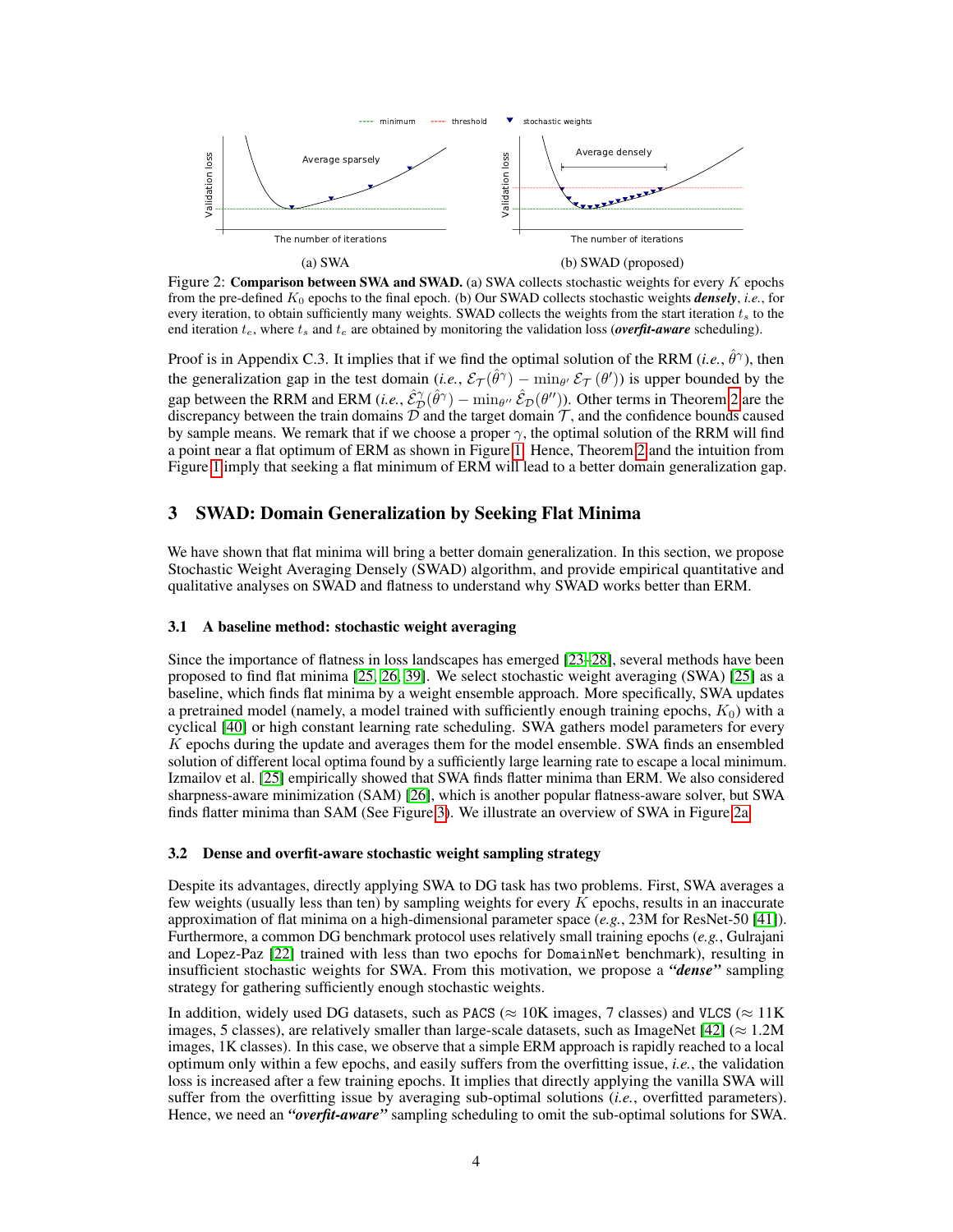Figure 2: **Comparison between SWA and SWAD.** (a) SWA collects stochastic weights for every $K$ epochs from the pre-defined $K_0$ epochs to the final epoch. (b) Our SWAD collects stochastic weights ***densely***, *i.e.*, for every iteration, to obtain sufficiently many weights. SWAD collects the weights from the start iteration $t_s$ to the end iteration $t_e$, where $t_s$ and $t_e$ are obtained by monitoring the validation loss (***overfit-aware*** scheduling).

Proof is in Appendix C.3. It implies that if we find the optimal solution of the RRM (*i.e.*, $\hat{\theta}^\gamma$), then the generalization gap in the test domain (*i.e.*, $\mathcal{E}_\mathcal{T}(\hat{\theta}^\gamma) - \min_{\theta'} \mathcal{E}_\mathcal{T}(\theta')$) is upper bounded by the gap between the RRM and ERM (*i.e.*, $\hat{\mathcal{E}}^\gamma_\mathcal{D}(\hat{\theta}^\gamma) - \min_{\theta''} \hat{\mathcal{E}}_\mathcal{D}(\theta'')$). Other terms in Theorem 2 are the discrepancy between the train domains $\mathcal{D}$ and the target domain $\mathcal{T}$, and the confidence bounds caused by sample means. We remark that if we choose a proper $\gamma$, the optimal solution of the RRM will find a point near a flat optimum of ERM as shown in Figure 1. Hence, Theorem 2 and the intuition from Figure 1 imply that seeking a flat minimum of ERM will lead to a better domain generalization gap.

## 3 SWAD: Domain Generalization by Seeking Flat Minima

We have shown that flat minima will bring a better domain generalization. In this section, we propose Stochastic Weight Averaging Densely (SWAD) algorithm, and provide empirical quantitative and qualitative analyses on SWAD and flatness to understand why SWAD works better than ERM.

### 3.1 A baseline method: stochastic weight averaging

Since the importance of flatness in loss landscapes has emerged [23–28], several methods have been proposed to find flat minima [25, 26, 39]. We select stochastic weight averaging (SWA) [25] as a baseline, which finds flat minima by a weight ensemble approach. More specifically, SWA updates a pretrained model (namely, a model trained with sufficiently enough training epochs, $K_0$) with a cyclical [40] or high constant learning rate scheduling. SWA gathers model parameters for every $K$ epochs during the update and averages them for the model ensemble. SWA finds an ensembled solution of different local optima found by a sufficiently large learning rate to escape a local minimum. Izmailov et al. [25] empirically showed that SWA finds flatter minima than ERM. We also considered sharpness-aware minimization (SAM) [26], which is another popular flatness-aware solver, but SWA finds flatter minima than SAM (See Figure 3). We illustrate an overview of SWA in Figure 2a.

### 3.2 Dense and overfit-aware stochastic weight sampling strategy

Despite its advantages, directly applying SWA to DG task has two problems. First, SWA averages a few weights (usually less than ten) by sampling weights for every $K$ epochs, results in an inaccurate approximation of flat minima on a high-dimensional parameter space (*e.g.*, 23M for ResNet-50 [41]). Furthermore, a common DG benchmark protocol uses relatively small training epochs (*e.g.*, Gulrajani and Lopez-Paz [22] trained with less than two epochs for `DomainNet` benchmark), resulting in insufficient stochastic weights for SWA. From this motivation, we propose a ***"dense"*** sampling strategy for gathering sufficiently enough stochastic weights.

In addition, widely used DG datasets, such as `PACS` ($\approx$ 10K images, 7 classes) and `VLCS` ($\approx$ 11K images, 5 classes), are relatively smaller than large-scale datasets, such as ImageNet [42] ($\approx$ 1.2M images, 1K classes). In this case, we observe that a simple ERM approach is rapidly reached to a local optimum only within a few epochs, and easily suffers from the overfitting issue, *i.e.*, the validation loss is increased after a few training epochs. It implies that directly applying the vanilla SWA will suffer from the overfitting issue by averaging sub-optimal solutions (*i.e.*, overfitted parameters). Hence, we need an ***"overfit-aware"*** sampling scheduling to omit the sub-optimal solutions for SWA.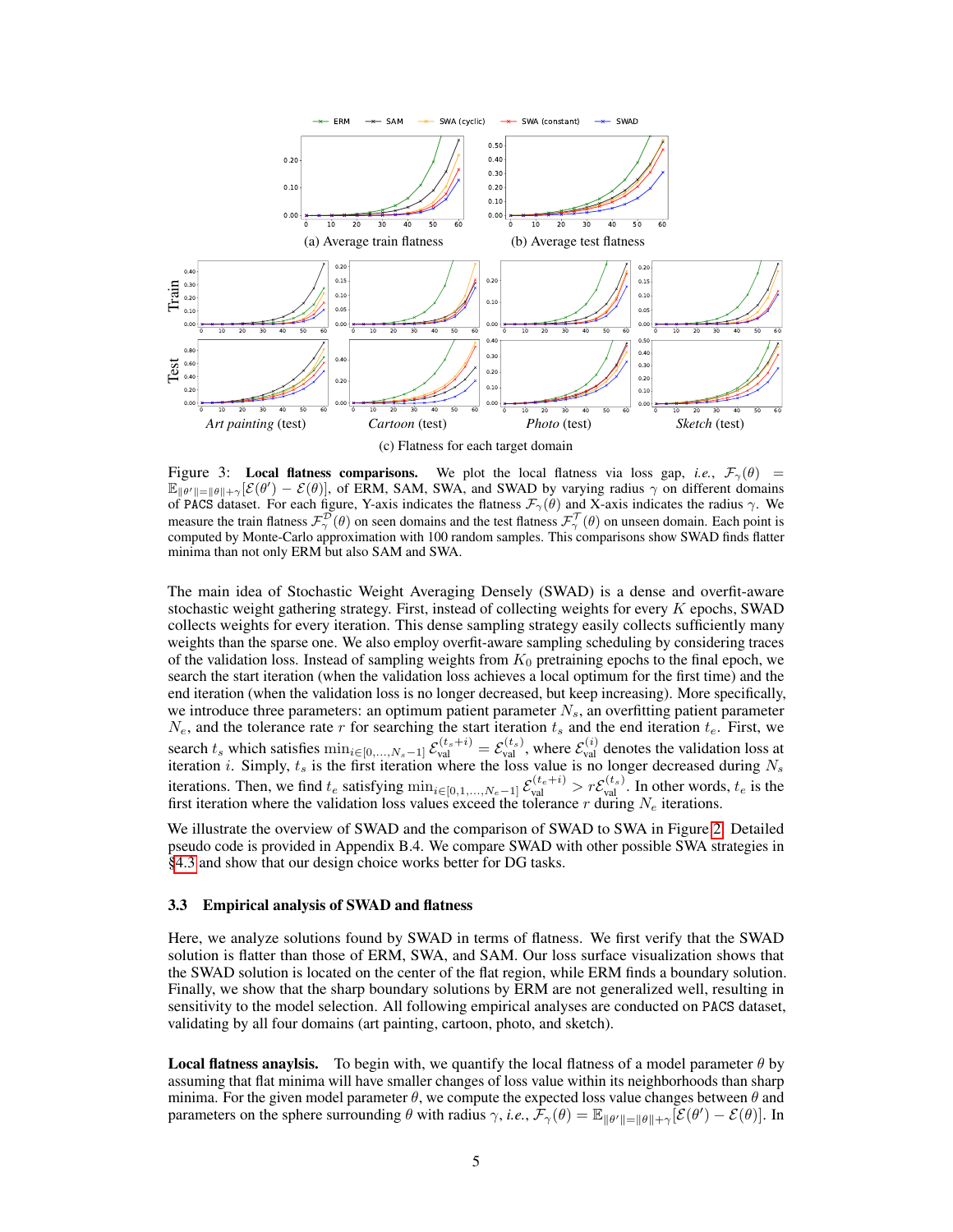(a) Average train flatness

(b) Average test flatness

*Art painting* (test)

*Cartoon* (test)

*Photo* (test)

*Sketch* (test)

(c) Flatness for each target domain

Figure 3: **Local flatness comparisons.** We plot the local flatness via loss gap, *i.e.*, $\mathcal{F}_\gamma(\theta) = \mathbb{E}_{\|\theta'\|=\|\theta\|+\gamma}[\mathcal{E}(\theta') - \mathcal{E}(\theta)]$, of ERM, SAM, SWA, and SWAD by varying radius $\gamma$ on different domains of PACS dataset. For each figure, Y-axis indicates the flatness $\mathcal{F}_\gamma(\theta)$ and X-axis indicates the radius $\gamma$. We measure the train flatness $\mathcal{F}_\gamma^{\mathcal{D}}(\theta)$ on seen domains and the test flatness $\mathcal{F}_\gamma^{\mathcal{T}}(\theta)$ on unseen domain. Each point is computed by Monte-Carlo approximation with 100 random samples. This comparisons show SWAD finds flatter minima than not only ERM but also SAM and SWA.

The main idea of Stochastic Weight Averaging Densely (SWAD) is a dense and overfit-aware stochastic weight gathering strategy. First, instead of collecting weights for every $K$ epochs, SWAD collects weights for every iteration. This dense sampling strategy easily collects sufficiently many weights than the sparse one. We also employ overfit-aware sampling scheduling by considering traces of the validation loss. Instead of sampling weights from $K_0$ pretraining epochs to the final epoch, we search the start iteration (when the validation loss achieves a local optimum for the first time) and the end iteration (when the validation loss is no longer decreased, but keep increasing). More specifically, we introduce three parameters: an optimum patient parameter $N_s$, an overfitting patient parameter $N_e$, and the tolerance rate $r$ for searching the start iteration $t_s$ and the end iteration $t_e$. First, we search $t_s$ which satisfies $\min_{i\in[0,\dots,N_s-1]} \mathcal{E}_{\text{val}}^{(t_s+i)} = \mathcal{E}_{\text{val}}^{(t_s)}$, where $\mathcal{E}_{\text{val}}^{(i)}$ denotes the validation loss at iteration $i$. Simply, $t_s$ is the first iteration where the loss value is no longer decreased during $N_s$ iterations. Then, we find $t_e$ satisfying $\min_{i\in[0,1,\dots,N_e-1]} \mathcal{E}_{\text{val}}^{(t_e+i)} > r\mathcal{E}_{\text{val}}^{(t_s)}$. In other words, $t_e$ is the first iteration where the validation loss values exceed the tolerance $r$ during $N_e$ iterations.

We illustrate the overview of SWAD and the comparison of SWAD to SWA in Figure 2. Detailed pseudo code is provided in Appendix B.4. We compare SWAD with other possible SWA strategies in §4.3 and show that our design choice works better for DG tasks.

### 3.3 Empirical analysis of SWAD and flatness

Here, we analyze solutions found by SWAD in terms of flatness. We first verify that the SWAD solution is flatter than those of ERM, SWA, and SAM. Our loss surface visualization shows that the SWAD solution is located on the center of the flat region, while ERM finds a boundary solution. Finally, we show that the sharp boundary solutions by ERM are not generalized well, resulting in sensitivity to the model selection. All following empirical analyses are conducted on PACS dataset, validating by all four domains (art painting, cartoon, photo, and sketch).

**Local flatness anaylsis.** To begin with, we quantify the local flatness of a model parameter $\theta$ by assuming that flat minima will have smaller changes of loss value within its neighborhoods than sharp minima. For the given model parameter $\theta$, we compute the expected loss value changes between $\theta$ and parameters on the sphere surrounding $\theta$ with radius $\gamma$, *i.e.*, $\mathcal{F}_\gamma(\theta) = \mathbb{E}_{\|\theta'\|=\|\theta\|+\gamma}[\mathcal{E}(\theta') - \mathcal{E}(\theta)]$. In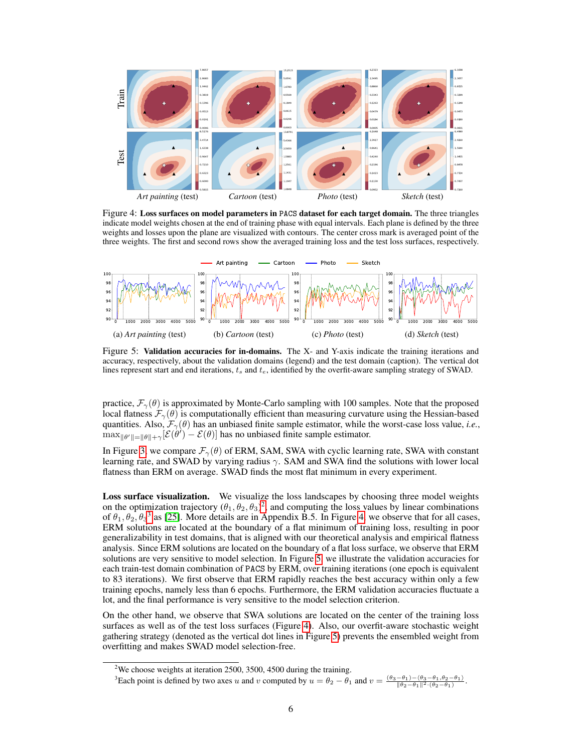Figure 4: **Loss surfaces on model parameters in PACS dataset for each target domain.** The three triangles indicate model weights chosen at the end of training phase with equal intervals. Each plane is defined by the three weights and losses upon the plane are visualized with contours. The center cross mark is averaged point of the three weights. The first and second rows show the averaged training loss and the test loss surfaces, respectively.

Figure 5: **Validation accuracies for in-domains.** The X- and Y-axis indicate the training iterations and accuracy, respectively, about the validation domains (legend) and the test domain (caption). The vertical dot lines represent start and end iterations, $t_s$ and $t_e$, identified by the overfit-aware sampling strategy of SWAD.

practice, $\mathcal{F}_\gamma(\theta)$ is approximated by Monte-Carlo sampling with 100 samples. Note that the proposed local flatness $\mathcal{F}_\gamma(\theta)$ is computationally efficient than measuring curvature using the Hessian-based quantities. Also, $\mathcal{F}_\gamma(\theta)$ has an unbiased finite sample estimator, while the worst-case loss value, *i.e.*, $\max_{\|\theta'\|=\|\theta\|+\gamma}[\mathcal{E}(\theta') - \mathcal{E}(\theta)]$ has no unbiased finite sample estimator.

In Figure 3, we compare $\mathcal{F}_\gamma(\theta)$ of ERM, SAM, SWA with cyclic learning rate, SWA with constant learning rate, and SWAD by varying radius $\gamma$. SAM and SWA find the solutions with lower local flatness than ERM on average. SWAD finds the most flat minimum in every experiment.

**Loss surface visualization.** We visualize the loss landscapes by choosing three model weights on the optimization trajectory $(\theta_1, \theta_2, \theta_3)$[2] and computing the loss values by linear combinations of $\theta_1, \theta_2, \theta_3$[3] as [25]. More details are in Appendix B.5. In Figure 4, we observe that for all cases, ERM solutions are located at the boundary of a flat minimum of training loss, resulting in poor generalizability in test domains, that is aligned with our theoretical analysis and empirical flatness analysis. Since ERM solutions are located on the boundary of a flat loss surface, we observe that ERM solutions are very sensitive to model selection. In Figure 5, we illustrate the validation accuracies for each train-test domain combination of PACS by ERM, over training iterations (one epoch is equivalent to 83 iterations). We first observe that ERM rapidly reaches the best accuracy within only a few training epochs, namely less than 6 epochs. Furthermore, the ERM validation accuracies fluctuate a lot, and the final performance is very sensitive to the model selection criterion.

On the other hand, we observe that SWA solutions are located on the center of the training loss surfaces as well as of the test loss surfaces (Figure 4). Also, our overfit-aware stochastic weight gathering strategy (denoted as the vertical dot lines in Figure 5) prevents the ensembled weight from overfitting and makes SWAD model selection-free.

[2] We choose weights at iteration 2500, 3500, 4500 during the training.

[3] Each point is defined by two axes $u$ and $v$ computed by $u = \theta_2 - \theta_1$ and $v = \frac{(\theta_3-\theta_1) - \langle \theta_3-\theta_1, \theta_2-\theta_1 \rangle}{\|\theta_2-\theta_1\|^2 \cdot (\theta_2-\theta_1)}$.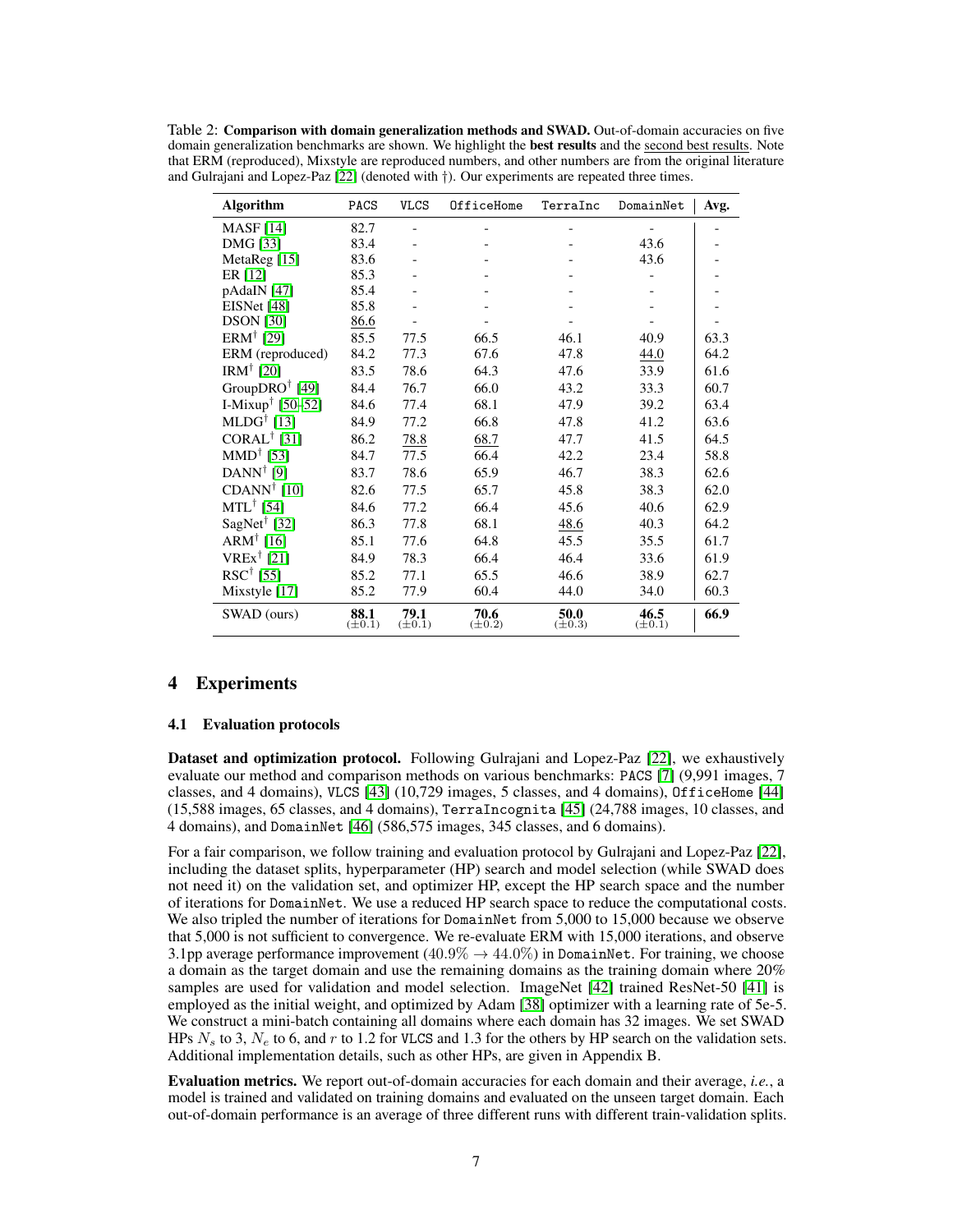Table 2: **Comparison with domain generalization methods and SWAD.** Out-of-domain accuracies on five domain generalization benchmarks are shown. We highlight the **best results** and the second best results. Note that ERM (reproduced), Mixstyle are reproduced numbers, and other numbers are from the original literature and Gulrajani and Lopez-Paz [22] (denoted with †). Our experiments are repeated three times.

| Algorithm | PACS | VLCS | OfficeHome | TerraInc | DomainNet | Avg. |
|---|---|---|---|---|---|---|
| MASF [14] | 82.7 | - | - | - | - | - |
| DMG [33] | 83.4 | - | - | - | 43.6 | - |
| MetaReg [15] | 83.6 | - | - | - | 43.6 | - |
| ER [12] | 85.3 | - | - | - | - | - |
| pAdaIN [47] | 85.4 | - | - | - | - | - |
| EISNet [48] | 85.8 | - | - | - | - | - |
| DSON [30] | 86.6 | - | - | - | - | - |
| ERM† [29] | 85.5 | 77.5 | 66.5 | 46.1 | 40.9 | 63.3 |
| ERM (reproduced) | 84.2 | 77.3 | 67.6 | 47.8 | 44.0 | 64.2 |
| IRM† [20] | 83.5 | 78.6 | 64.3 | 47.6 | 33.9 | 61.6 |
| GroupDRO† [49] | 84.4 | 76.7 | 66.0 | 43.2 | 33.3 | 60.7 |
| I-Mixup† [50–52] | 84.6 | 77.4 | 68.1 | 47.9 | 39.2 | 63.4 |
| MLDG† [13] | 84.9 | 77.2 | 66.8 | 47.8 | 41.2 | 63.6 |
| CORAL† [31] | 86.2 | 78.8 | 68.7 | 47.7 | 41.5 | 64.5 |
| MMD† [53] | 84.7 | 77.5 | 66.4 | 42.2 | 23.4 | 58.8 |
| DANN† [9] | 83.7 | 78.6 | 65.9 | 46.7 | 38.3 | 62.6 |
| CDANN† [10] | 82.6 | 77.5 | 65.7 | 45.8 | 38.3 | 62.0 |
| MTL† [54] | 84.6 | 77.2 | 66.4 | 45.6 | 40.6 | 62.9 |
| SagNet† [32] | 86.3 | 77.8 | 68.1 | 48.6 | 40.3 | 64.2 |
| ARM† [16] | 85.1 | 77.6 | 64.8 | 45.5 | 35.5 | 61.7 |
| VREx† [21] | 84.9 | 78.3 | 66.4 | 46.4 | 33.6 | 61.9 |
| RSC† [55] | 85.2 | 77.1 | 65.5 | 46.6 | 38.9 | 62.7 |
| Mixstyle [17] | 85.2 | 77.9 | 60.4 | 44.0 | 34.0 | 60.3 |
| SWAD (ours) | **88.1** ($\pm 0.1$) | **79.1** ($\pm 0.1$) | **70.6** ($\pm 0.2$) | **50.0** ($\pm 0.3$) | **46.5** ($\pm 0.1$) | **66.9** |

# 4 Experiments

## 4.1 Evaluation protocols

**Dataset and optimization protocol.** Following Gulrajani and Lopez-Paz [22], we exhaustively evaluate our method and comparison methods on various benchmarks: PACS [7] (9,991 images, 7 classes, and 4 domains), VLCS [43] (10,729 images, 5 classes, and 4 domains), OfficeHome [44] (15,588 images, 65 classes, and 4 domains), TerraIncognita [45] (24,788 images, 10 classes, and 4 domains), and DomainNet [46] (586,575 images, 345 classes, and 6 domains).

For a fair comparison, we follow training and evaluation protocol by Gulrajani and Lopez-Paz [22], including the dataset splits, hyperparameter (HP) search and model selection (while SWAD does not need it) on the validation set, and optimizer HP, except the HP search space and the number of iterations for DomainNet. We use a reduced HP search space to reduce the computational costs. We also tripled the number of iterations for DomainNet from 5,000 to 15,000 because we observe that 5,000 is not sufficient to convergence. We re-evaluate ERM with 15,000 iterations, and observe 3.1pp average performance improvement ($40.9\% \rightarrow 44.0\%$) in DomainNet. For training, we choose a domain as the target domain and use the remaining domains as the training domain where 20% samples are used for validation and model selection. ImageNet [42] trained ResNet-50 [41] is employed as the initial weight, and optimized by Adam [38] optimizer with a learning rate of 5e-5. We construct a mini-batch containing all domains where each domain has 32 images. We set SWAD HPs $N_s$ to 3, $N_e$ to 6, and $r$ to 1.2 for VLCS and 1.3 for the others by HP search on the validation sets. Additional implementation details, such as other HPs, are given in Appendix B.

**Evaluation metrics.** We report out-of-domain accuracies for each domain and their average, *i.e.*, a model is trained and validated on training domains and evaluated on the unseen target domain. Each out-of-domain performance is an average of three different runs with different train-validation splits.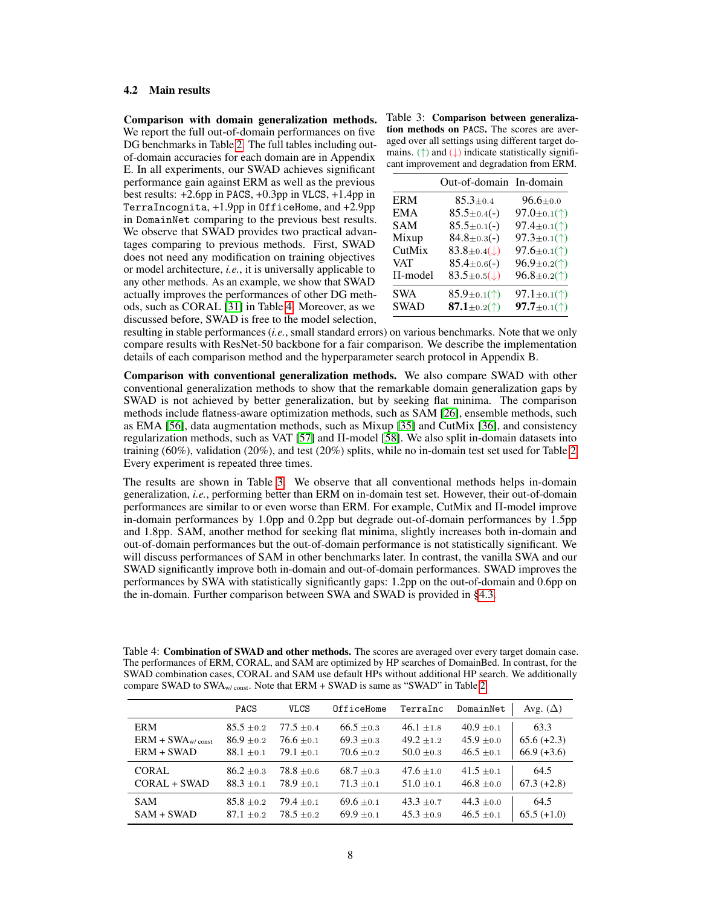### 4.2 Main results

**Comparison with domain generalization methods.** We report the full out-of-domain performances on five DG benchmarks in Table 2. The full tables including out-of-domain accuracies for each domain are in Appendix E. In all experiments, our SWAD achieves significant performance gain against ERM as well as the previous best results: +2.6pp in `PACS`, +0.3pp in `VLCS`, +1.4pp in `TerraIncognita`, +1.9pp in `OfficeHome`, and +2.9pp in `DomainNet` comparing to the previous best results. We observe that SWAD provides two practical advantages comparing to previous methods. First, SWAD does not need any modification on training objectives or model architecture, *i.e.*, it is universally applicable to any other methods. As an example, we show that SWAD actually improves the performances of other DG methods, such as CORAL [31] in Table 4. Moreover, as we discussed before, SWAD is free to the model selection, resulting in stable performances (*i.e.*, small standard errors) on various benchmarks. Note that we only compare results with ResNet-50 backbone for a fair comparison. We describe the implementation details of each comparison method and the hyperparameter search protocol in Appendix B.

Table 3: **Comparison between generalization methods on `PACS`.** The scores are averaged over all settings using different target domains. (↑) and (↓) indicate statistically significant improvement and degradation from ERM.

| | Out-of-domain | In-domain |
|---|---|---|
| ERM | $85.3_{\pm 0.4}$ | $96.6_{\pm 0.0}$ |
| EMA | $85.5_{\pm 0.4}$(-) | $97.0_{\pm 0.1}$(↑) |
| SAM | $85.5_{\pm 0.1}$(-) | $97.4_{\pm 0.1}$(↑) |
| Mixup | $84.8_{\pm 0.3}$(-) | $97.3_{\pm 0.1}$(↑) |
| CutMix | $83.8_{\pm 0.4}$(↓) | $97.6_{\pm 0.1}$(↑) |
| VAT | $85.4_{\pm 0.6}$(-) | $96.9_{\pm 0.2}$(↑) |
| Π-model | $83.5_{\pm 0.5}$(↓) | $96.8_{\pm 0.2}$(↑) |
| SWA | $85.9_{\pm 0.1}$(↑) | $97.1_{\pm 0.1}$(↑) |
| SWAD | **87.1**$_{\pm 0.2}$(↑) | **97.7**$_{\pm 0.1}$(↑) |

**Comparison with conventional generalization methods.** We also compare SWAD with other conventional generalization methods to show that the remarkable domain generalization gaps by SWAD is not achieved by better generalization, but by seeking flat minima. The comparison methods include flatness-aware optimization methods, such as SAM [26], ensemble methods, such as EMA [56], data augmentation methods, such as Mixup [35] and CutMix [36], and consistency regularization methods, such as VAT [57] and Π-model [58]. We also split in-domain datasets into training (60%), validation (20%), and test (20%) splits, while no in-domain test set used for Table 2. Every experiment is repeated three times.

The results are shown in Table 3. We observe that all conventional methods helps in-domain generalization, *i.e.*, performing better than ERM on in-domain test set. However, their out-of-domain performances are similar to or even worse than ERM. For example, CutMix and Π-model improve in-domain performances by 1.0pp and 0.2pp but degrade out-of-domain performances by 1.5pp and 1.8pp. SAM, another method for seeking flat minima, slightly increases both in-domain and out-of-domain performances but the out-of-domain performance is not statistically significant. We will discuss performances of SAM in other benchmarks later. In contrast, the vanilla SWA and our SWAD significantly improve both in-domain and out-of-domain performances. SWAD improves the performances by SWA with statistically significant gaps: 1.2pp on the out-of-domain and 0.6pp on the in-domain. Further comparison between SWA and SWAD is provided in §4.3.

Table 4: **Combination of SWAD and other methods.** The scores are averaged over every target domain case. The performances of ERM, CORAL, and SAM are optimized by HP searches of DomainBed. In contrast, for the SWAD combination cases, CORAL and SAM use default HPs without additional HP search. We additionally compare SWAD to $\text{SWA}_{\text{w/ const}}$. Note that ERM + SWAD is same as "SWAD" in Table 2.

| | `PACS` | `VLCS` | `OfficeHome` | `TerraInc` | `DomainNet` | Avg. (Δ) |
|---|---|---|---|---|---|---|
| ERM | $85.5_{\pm 0.2}$ | $77.5_{\pm 0.4}$ | $66.5_{\pm 0.3}$ | $46.1_{\pm 1.8}$ | $40.9_{\pm 0.1}$ | 63.3 |
| ERM + $\text{SWA}_{\text{w/ const}}$ | $86.9_{\pm 0.2}$ | $76.6_{\pm 0.1}$ | $69.3_{\pm 0.3}$ | $49.2_{\pm 1.2}$ | $45.9_{\pm 0.0}$ | 65.6 (+2.3) |
| ERM + SWAD | $88.1_{\pm 0.1}$ | $79.1_{\pm 0.1}$ | $70.6_{\pm 0.2}$ | $50.0_{\pm 0.3}$ | $46.5_{\pm 0.1}$ | 66.9 (+3.6) |
| CORAL | $86.2_{\pm 0.3}$ | $78.8_{\pm 0.6}$ | $68.7_{\pm 0.3}$ | $47.6_{\pm 1.0}$ | $41.5_{\pm 0.1}$ | 64.5 |
| CORAL + SWAD | $88.3_{\pm 0.1}$ | $78.9_{\pm 0.1}$ | $71.3_{\pm 0.1}$ | $51.0_{\pm 0.1}$ | $46.8_{\pm 0.0}$ | 67.3 (+2.8) |
| SAM | $85.8_{\pm 0.2}$ | $79.4_{\pm 0.1}$ | $69.6_{\pm 0.1}$ | $43.3_{\pm 0.7}$ | $44.3_{\pm 0.0}$ | 64.5 |
| SAM + SWAD | $87.1_{\pm 0.2}$ | $78.5_{\pm 0.2}$ | $69.9_{\pm 0.1}$ | $45.3_{\pm 0.9}$ | $46.5_{\pm 0.1}$ | 65.5 (+1.0) |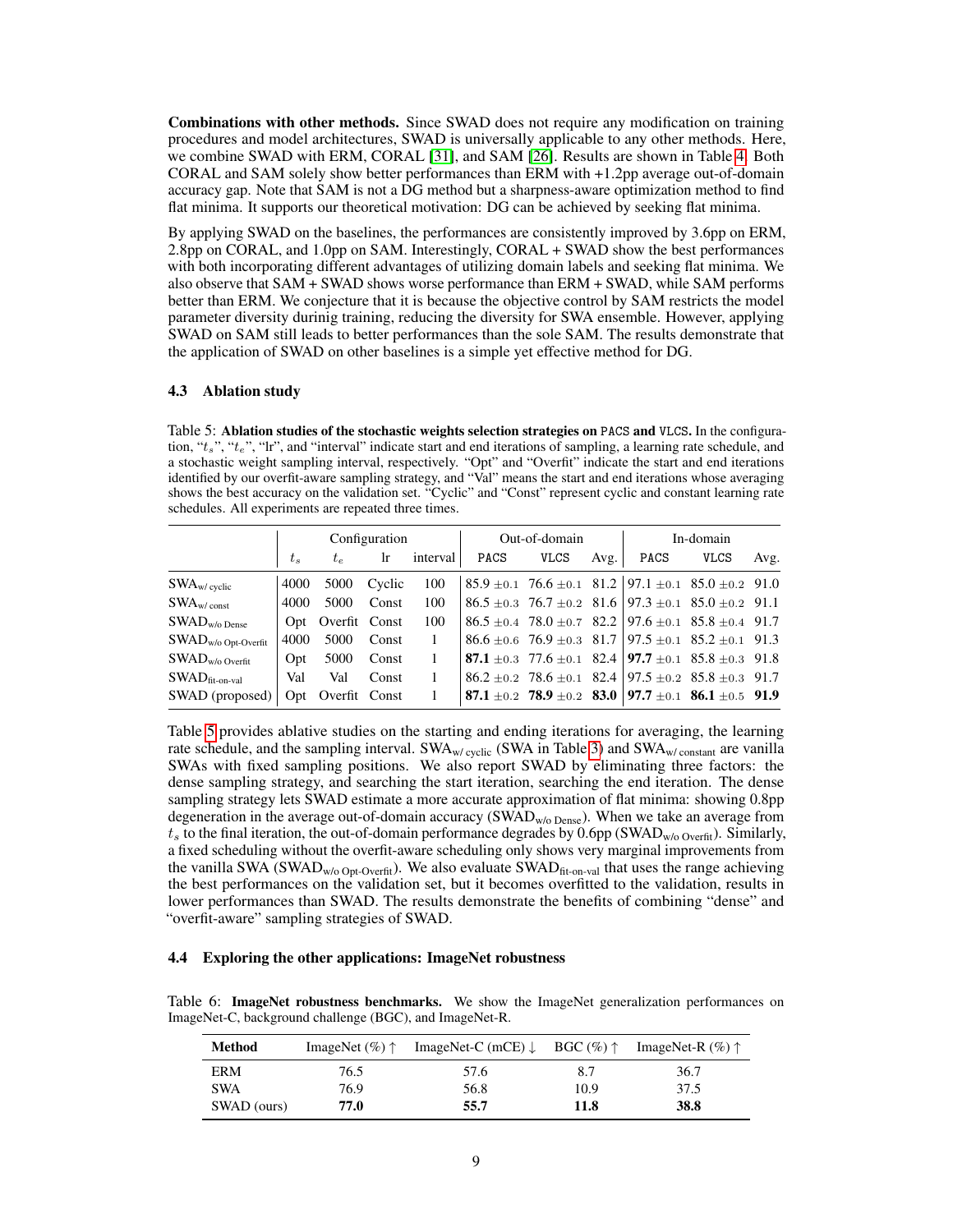**Combinations with other methods.** Since SWAD does not require any modification on training procedures and model architectures, SWAD is universally applicable to any other methods. Here, we combine SWAD with ERM, CORAL [31], and SAM [26]. Results are shown in Table 4. Both CORAL and SAM solely show better performances than ERM with +1.2pp average out-of-domain accuracy gap. Note that SAM is not a DG method but a sharpness-aware optimization method to find flat minima. It supports our theoretical motivation: DG can be achieved by seeking flat minima.

By applying SWAD on the baselines, the performances are consistently improved by 3.6pp on ERM, 2.8pp on CORAL, and 1.0pp on SAM. Interestingly, CORAL + SWAD show the best performances with both incorporating different advantages of utilizing domain labels and seeking flat minima. We also observe that SAM + SWAD shows worse performance than ERM + SWAD, while SAM performs better than ERM. We conjecture that it is because the objective control by SAM restricts the model parameter diversity durinig training, reducing the diversity for SWA ensemble. However, applying SWAD on SAM still leads to better performances than the sole SAM. The results demonstrate that the application of SWAD on other baselines is a simple yet effective method for DG.

### 4.3 Ablation study

Table 5: **Ablation studies of the stochastic weights selection strategies on PACS and VLCS.** In the configuration, "$t_s$", "$t_e$", "lr", and "interval" indicate start and end iterations of sampling, a learning rate schedule, and a stochastic weight sampling interval, respectively. "Opt" and "Overfit" indicate the start and end iterations identified by our overfit-aware sampling strategy, and "Val" means the start and end iterations whose averaging shows the best accuracy on the validation set. "Cyclic" and "Const" represent cyclic and constant learning rate schedules. All experiments are repeated three times.

| | Configuration | | | | Out-of-domain | | | In-domain | | |
|---|---|---|---|---|---|---|---|---|---|---|
| | $t_s$ | $t_e$ | lr | interval | PACS | VLCS | Avg. | PACS | VLCS | Avg. |
| $\text{SWA}_{\text{w/ cyclic}}$ | 4000 | 5000 | Cyclic | 100 | 85.9 ±0.1 | 76.6 ±0.1 | 81.2 | 97.1 ±0.1 | 85.0 ±0.2 | 91.0 |
| $\text{SWA}_{\text{w/ const}}$ | 4000 | 5000 | Const | 100 | 86.5 ±0.3 | 76.7 ±0.2 | 81.6 | 97.3 ±0.1 | 85.0 ±0.2 | 91.1 |
| $\text{SWAD}_{\text{w/o Dense}}$ | Opt | Overfit | Const | 100 | 86.5 ±0.4 | 78.0 ±0.7 | 82.2 | 97.6 ±0.1 | 85.8 ±0.4 | 91.7 |
| $\text{SWAD}_{\text{w/o Opt-Overfit}}$ | 4000 | 5000 | Const | 1 | 86.6 ±0.6 | 76.9 ±0.3 | 81.7 | 97.5 ±0.1 | 85.2 ±0.1 | 91.3 |
| $\text{SWAD}_{\text{w/o Overfit}}$ | Opt | 5000 | Const | 1 | **87.1** ±0.3 | 77.6 ±0.1 | 82.4 | **97.7** ±0.1 | 85.8 ±0.3 | 91.8 |
| $\text{SWAD}_{\text{fit-on-val}}$ | Val | Val | Const | 1 | 86.2 ±0.2 | 78.6 ±0.1 | 82.4 | 97.5 ±0.2 | 85.8 ±0.3 | 91.7 |
| SWAD (proposed) | Opt | Overfit | Const | 1 | **87.1** ±0.2 | **78.9** ±0.2 | **83.0** | **97.7** ±0.1 | **86.1** ±0.5 | **91.9** |

Table 5 provides ablative studies on the starting and ending iterations for averaging, the learning rate schedule, and the sampling interval. $\text{SWA}_{\text{w/ cyclic}}$ (SWA in Table 3) and $\text{SWA}_{\text{w/ constant}}$ are vanilla SWAs with fixed sampling positions. We also report SWAD by eliminating three factors: the dense sampling strategy, and searching the start iteration, searching the end iteration. The dense sampling strategy lets SWAD estimate a more accurate approximation of flat minima: showing 0.8pp degeneration in the average out-of-domain accuracy ($\text{SWAD}_{\text{w/o Dense}}$). When we take an average from $t_s$ to the final iteration, the out-of-domain performance degrades by 0.6pp ($\text{SWAD}_{\text{w/o Overfit}}$). Similarly, a fixed scheduling without the overfit-aware scheduling only shows very marginal improvements from the vanilla SWA ($\text{SWAD}_{\text{w/o Opt-Overfit}}$). We also evaluate $\text{SWAD}_{\text{fit-on-val}}$ that uses the range achieving the best performances on the validation set, but it becomes overfitted to the validation, results in lower performances than SWAD. The results demonstrate the benefits of combining "dense" and "overfit-aware" sampling strategies of SWAD.

### 4.4 Exploring the other applications: ImageNet robustness

Table 6: **ImageNet robustness benchmarks.** We show the ImageNet generalization performances on ImageNet-C, background challenge (BGC), and ImageNet-R.

| Method | ImageNet (%) ↑ | ImageNet-C (mCE) ↓ | BGC (%) ↑ | ImageNet-R (%) ↑ |
|---|---|---|---|---|
| ERM | 76.5 | 57.6 | 8.7 | 36.7 |
| SWA | 76.9 | 56.8 | 10.9 | 37.5 |
| SWAD (ours) | **77.0** | **55.7** | **11.8** | **38.8** |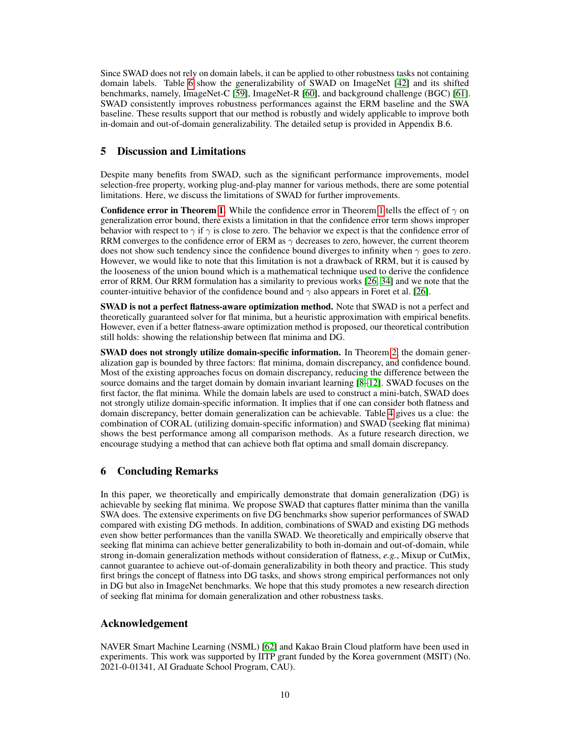Since SWAD does not rely on domain labels, it can be applied to other robustness tasks not containing domain labels. Table 6 show the generalizability of SWAD on ImageNet [42] and its shifted benchmarks, namely, ImageNet-C [59], ImageNet-R [60], and background challenge (BGC) [61]. SWAD consistently improves robustness performances against the ERM baseline and the SWA baseline. These results support that our method is robustly and widely applicable to improve both in-domain and out-of-domain generalizability. The detailed setup is provided in Appendix B.6.

## 5 Discussion and Limitations

Despite many benefits from SWAD, such as the significant performance improvements, model selection-free property, working plug-and-play manner for various methods, there are some potential limitations. Here, we discuss the limitations of SWAD for further improvements.

**Confidence error in Theorem 1.** While the confidence error in Theorem 1 tells the effect of $\gamma$ on generalization error bound, there exists a limitation in that the confidence error term shows improper behavior with respect to $\gamma$ if $\gamma$ is close to zero. The behavior we expect is that the confidence error of RRM converges to the confidence error of ERM as $\gamma$ decreases to zero, however, the current theorem does not show such tendency since the confidence bound diverges to infinity when $\gamma$ goes to zero. However, we would like to note that this limitation is not a drawback of RRM, but it is caused by the looseness of the union bound which is a mathematical technique used to derive the confidence error of RRM. Our RRM formulation has a similarity to previous works [26, 34] and we note that the counter-intuitive behavior of the confidence bound and $\gamma$ also appears in Foret et al. [26].

**SWAD is not a perfect flatness-aware optimization method.** Note that SWAD is not a perfect and theoretically guaranteed solver for flat minima, but a heuristic approximation with empirical benefits. However, even if a better flatness-aware optimization method is proposed, our theoretical contribution still holds: showing the relationship between flat minima and DG.

**SWAD does not strongly utilize domain-specific information.** In Theorem 2, the domain generalization gap is bounded by three factors: flat minima, domain discrepancy, and confidence bound. Most of the existing approaches focus on domain discrepancy, reducing the difference between the source domains and the target domain by domain invariant learning [8–12]. SWAD focuses on the first factor, the flat minima. While the domain labels are used to construct a mini-batch, SWAD does not strongly utilize domain-specific information. It implies that if one can consider both flatness and domain discrepancy, better domain generalization can be achievable. Table 4 gives us a clue: the combination of CORAL (utilizing domain-specific information) and SWAD (seeking flat minima) shows the best performance among all comparison methods. As a future research direction, we encourage studying a method that can achieve both flat optima and small domain discrepancy.

## 6 Concluding Remarks

In this paper, we theoretically and empirically demonstrate that domain generalization (DG) is achievable by seeking flat minima. We propose SWAD that captures flatter minima than the vanilla SWA does. The extensive experiments on five DG benchmarks show superior performances of SWAD compared with existing DG methods. In addition, combinations of SWAD and existing DG methods even show better performances than the vanilla SWAD. We theoretically and empirically observe that seeking flat minima can achieve better generalizability to both in-domain and out-of-domain, while strong in-domain generalization methods without consideration of flatness, *e.g.*, Mixup or CutMix, cannot guarantee to achieve out-of-domain generalizability in both theory and practice. This study first brings the concept of flatness into DG tasks, and shows strong empirical performances not only in DG but also in ImageNet benchmarks. We hope that this study promotes a new research direction of seeking flat minima for domain generalization and other robustness tasks.

## Acknowledgement

NAVER Smart Machine Learning (NSML) [62] and Kakao Brain Cloud platform have been used in experiments. This work was supported by IITP grant funded by the Korea government (MSIT) (No. 2021-0-01341, AI Graduate School Program, CAU).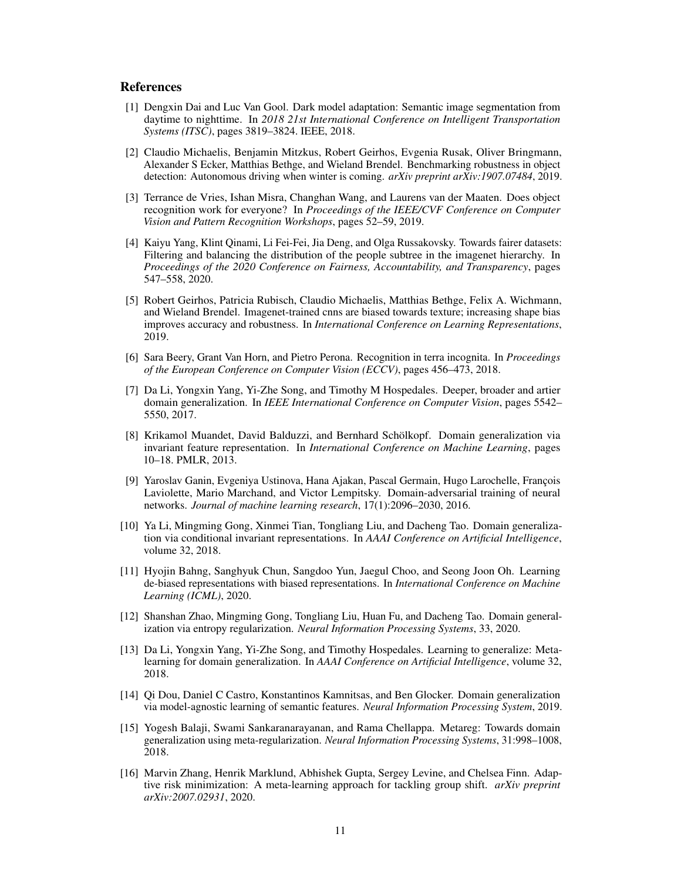## References

[1] Dengxin Dai and Luc Van Gool. Dark model adaptation: Semantic image segmentation from daytime to nighttime. In *2018 21st International Conference on Intelligent Transportation Systems (ITSC)*, pages 3819–3824. IEEE, 2018.

[2] Claudio Michaelis, Benjamin Mitzkus, Robert Geirhos, Evgenia Rusak, Oliver Bringmann, Alexander S Ecker, Matthias Bethge, and Wieland Brendel. Benchmarking robustness in object detection: Autonomous driving when winter is coming. *arXiv preprint arXiv:1907.07484*, 2019.

[3] Terrance de Vries, Ishan Misra, Changhan Wang, and Laurens van der Maaten. Does object recognition work for everyone? In *Proceedings of the IEEE/CVF Conference on Computer Vision and Pattern Recognition Workshops*, pages 52–59, 2019.

[4] Kaiyu Yang, Klint Qinami, Li Fei-Fei, Jia Deng, and Olga Russakovsky. Towards fairer datasets: Filtering and balancing the distribution of the people subtree in the imagenet hierarchy. In *Proceedings of the 2020 Conference on Fairness, Accountability, and Transparency*, pages 547–558, 2020.

[5] Robert Geirhos, Patricia Rubisch, Claudio Michaelis, Matthias Bethge, Felix A. Wichmann, and Wieland Brendel. Imagenet-trained cnns are biased towards texture; increasing shape bias improves accuracy and robustness. In *International Conference on Learning Representations*, 2019.

[6] Sara Beery, Grant Van Horn, and Pietro Perona. Recognition in terra incognita. In *Proceedings of the European Conference on Computer Vision (ECCV)*, pages 456–473, 2018.

[7] Da Li, Yongxin Yang, Yi-Zhe Song, and Timothy M Hospedales. Deeper, broader and artier domain generalization. In *IEEE International Conference on Computer Vision*, pages 5542–5550, 2017.

[8] Krikamol Muandet, David Balduzzi, and Bernhard Schölkopf. Domain generalization via invariant feature representation. In *International Conference on Machine Learning*, pages 10–18. PMLR, 2013.

[9] Yaroslav Ganin, Evgeniya Ustinova, Hana Ajakan, Pascal Germain, Hugo Larochelle, François Laviolette, Mario Marchand, and Victor Lempitsky. Domain-adversarial training of neural networks. *Journal of machine learning research*, 17(1):2096–2030, 2016.

[10] Ya Li, Mingming Gong, Xinmei Tian, Tongliang Liu, and Dacheng Tao. Domain generalization via conditional invariant representations. In *AAAI Conference on Artificial Intelligence*, volume 32, 2018.

[11] Hyojin Bahng, Sanghyuk Chun, Sangdoo Yun, Jaegul Choo, and Seong Joon Oh. Learning de-biased representations with biased representations. In *International Conference on Machine Learning (ICML)*, 2020.

[12] Shanshan Zhao, Mingming Gong, Tongliang Liu, Huan Fu, and Dacheng Tao. Domain generalization via entropy regularization. *Neural Information Processing Systems*, 33, 2020.

[13] Da Li, Yongxin Yang, Yi-Zhe Song, and Timothy Hospedales. Learning to generalize: Meta-learning for domain generalization. In *AAAI Conference on Artificial Intelligence*, volume 32, 2018.

[14] Qi Dou, Daniel C Castro, Konstantinos Kamnitsas, and Ben Glocker. Domain generalization via model-agnostic learning of semantic features. *Neural Information Processing System*, 2019.

[15] Yogesh Balaji, Swami Sankaranarayanan, and Rama Chellappa. Metareg: Towards domain generalization using meta-regularization. *Neural Information Processing Systems*, 31:998–1008, 2018.

[16] Marvin Zhang, Henrik Marklund, Abhishek Gupta, Sergey Levine, and Chelsea Finn. Adaptive risk minimization: A meta-learning approach for tackling group shift. *arXiv preprint arXiv:2007.02931*, 2020.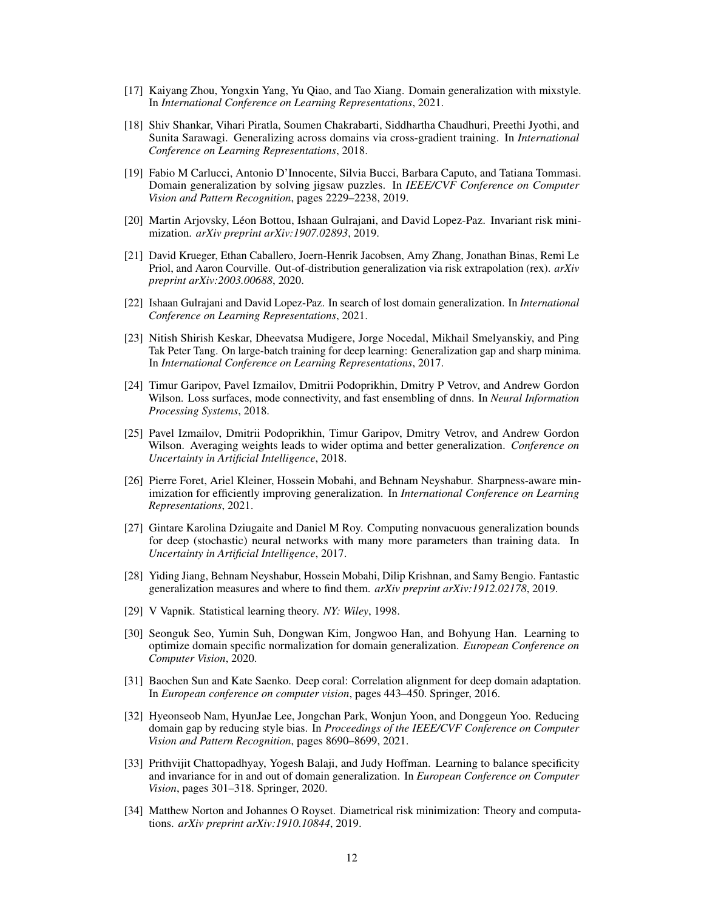[17] Kaiyang Zhou, Yongxin Yang, Yu Qiao, and Tao Xiang. Domain generalization with mixstyle. In *International Conference on Learning Representations*, 2021.

[18] Shiv Shankar, Vihari Piratla, Soumen Chakrabarti, Siddhartha Chaudhuri, Preethi Jyothi, and Sunita Sarawagi. Generalizing across domains via cross-gradient training. In *International Conference on Learning Representations*, 2018.

[19] Fabio M Carlucci, Antonio D'Innocente, Silvia Bucci, Barbara Caputo, and Tatiana Tommasi. Domain generalization by solving jigsaw puzzles. In *IEEE/CVF Conference on Computer Vision and Pattern Recognition*, pages 2229–2238, 2019.

[20] Martin Arjovsky, Léon Bottou, Ishaan Gulrajani, and David Lopez-Paz. Invariant risk minimization. *arXiv preprint arXiv:1907.02893*, 2019.

[21] David Krueger, Ethan Caballero, Joern-Henrik Jacobsen, Amy Zhang, Jonathan Binas, Remi Le Priol, and Aaron Courville. Out-of-distribution generalization via risk extrapolation (rex). *arXiv preprint arXiv:2003.00688*, 2020.

[22] Ishaan Gulrajani and David Lopez-Paz. In search of lost domain generalization. In *International Conference on Learning Representations*, 2021.

[23] Nitish Shirish Keskar, Dheevatsa Mudigere, Jorge Nocedal, Mikhail Smelyanskiy, and Ping Tak Peter Tang. On large-batch training for deep learning: Generalization gap and sharp minima. In *International Conference on Learning Representations*, 2017.

[24] Timur Garipov, Pavel Izmailov, Dmitrii Podoprikhin, Dmitry P Vetrov, and Andrew Gordon Wilson. Loss surfaces, mode connectivity, and fast ensembling of dnns. In *Neural Information Processing Systems*, 2018.

[25] Pavel Izmailov, Dmitrii Podoprikhin, Timur Garipov, Dmitry Vetrov, and Andrew Gordon Wilson. Averaging weights leads to wider optima and better generalization. *Conference on Uncertainty in Artificial Intelligence*, 2018.

[26] Pierre Foret, Ariel Kleiner, Hossein Mobahi, and Behnam Neyshabur. Sharpness-aware minimization for efficiently improving generalization. In *International Conference on Learning Representations*, 2021.

[27] Gintare Karolina Dziugaite and Daniel M Roy. Computing nonvacuous generalization bounds for deep (stochastic) neural networks with many more parameters than training data. In *Uncertainty in Artificial Intelligence*, 2017.

[28] Yiding Jiang, Behnam Neyshabur, Hossein Mobahi, Dilip Krishnan, and Samy Bengio. Fantastic generalization measures and where to find them. *arXiv preprint arXiv:1912.02178*, 2019.

[29] V Vapnik. Statistical learning theory. *NY: Wiley*, 1998.

[30] Seonguk Seo, Yumin Suh, Dongwan Kim, Jongwoo Han, and Bohyung Han. Learning to optimize domain specific normalization for domain generalization. *European Conference on Computer Vision*, 2020.

[31] Baochen Sun and Kate Saenko. Deep coral: Correlation alignment for deep domain adaptation. In *European conference on computer vision*, pages 443–450. Springer, 2016.

[32] Hyeonseob Nam, HyunJae Lee, Jongchan Park, Wonjun Yoon, and Donggeun Yoo. Reducing domain gap by reducing style bias. In *Proceedings of the IEEE/CVF Conference on Computer Vision and Pattern Recognition*, pages 8690–8699, 2021.

[33] Prithvijit Chattopadhyay, Yogesh Balaji, and Judy Hoffman. Learning to balance specificity and invariance for in and out of domain generalization. In *European Conference on Computer Vision*, pages 301–318. Springer, 2020.

[34] Matthew Norton and Johannes O Royset. Diametrical risk minimization: Theory and computations. *arXiv preprint arXiv:1910.10844*, 2019.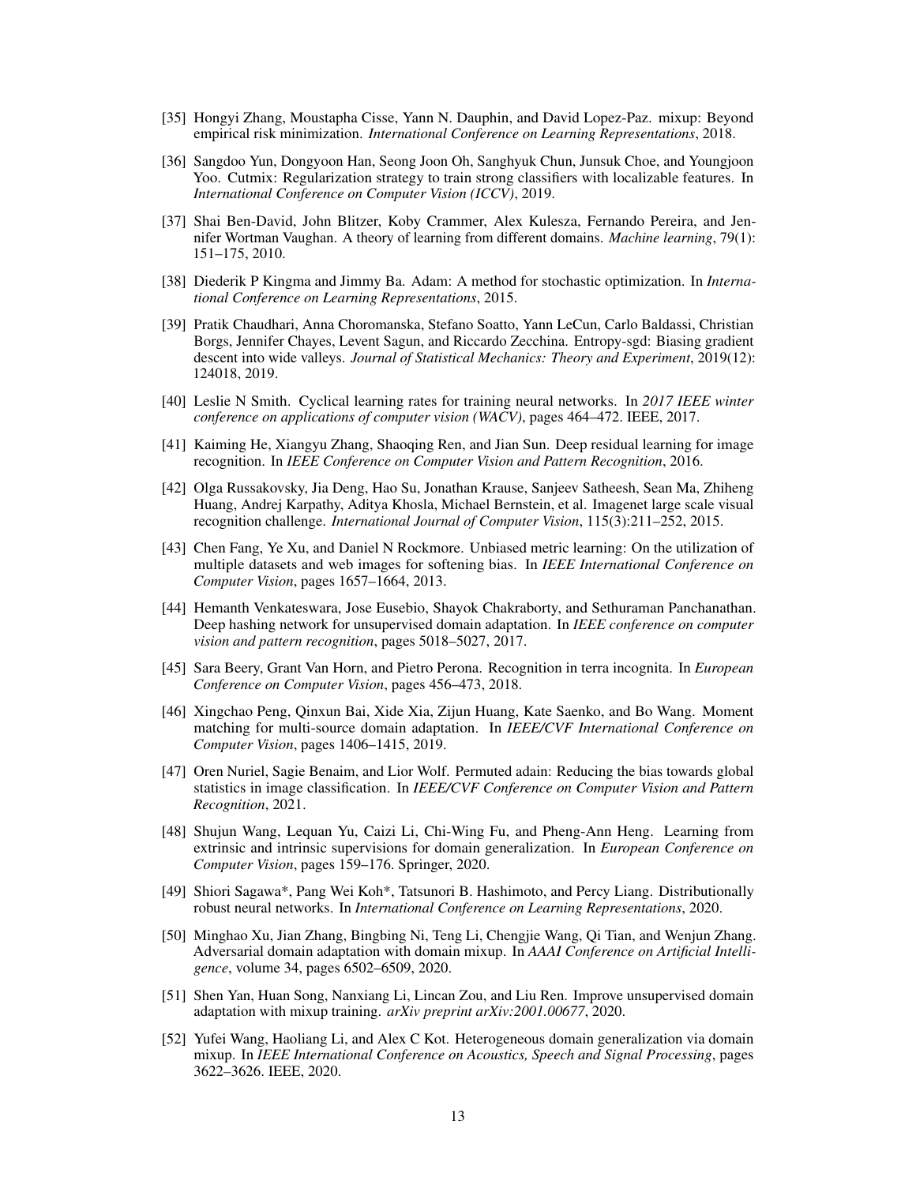[35] Hongyi Zhang, Moustapha Cisse, Yann N. Dauphin, and David Lopez-Paz. mixup: Beyond empirical risk minimization. *International Conference on Learning Representations*, 2018.

[36] Sangdoo Yun, Dongyoon Han, Seong Joon Oh, Sanghyuk Chun, Junsuk Choe, and Youngjoon Yoo. Cutmix: Regularization strategy to train strong classifiers with localizable features. In *International Conference on Computer Vision (ICCV)*, 2019.

[37] Shai Ben-David, John Blitzer, Koby Crammer, Alex Kulesza, Fernando Pereira, and Jennifer Wortman Vaughan. A theory of learning from different domains. *Machine learning*, 79(1): 151–175, 2010.

[38] Diederik P Kingma and Jimmy Ba. Adam: A method for stochastic optimization. In *International Conference on Learning Representations*, 2015.

[39] Pratik Chaudhari, Anna Choromanska, Stefano Soatto, Yann LeCun, Carlo Baldassi, Christian Borgs, Jennifer Chayes, Levent Sagun, and Riccardo Zecchina. Entropy-sgd: Biasing gradient descent into wide valleys. *Journal of Statistical Mechanics: Theory and Experiment*, 2019(12): 124018, 2019.

[40] Leslie N Smith. Cyclical learning rates for training neural networks. In *2017 IEEE winter conference on applications of computer vision (WACV)*, pages 464–472. IEEE, 2017.

[41] Kaiming He, Xiangyu Zhang, Shaoqing Ren, and Jian Sun. Deep residual learning for image recognition. In *IEEE Conference on Computer Vision and Pattern Recognition*, 2016.

[42] Olga Russakovsky, Jia Deng, Hao Su, Jonathan Krause, Sanjeev Satheesh, Sean Ma, Zhiheng Huang, Andrej Karpathy, Aditya Khosla, Michael Bernstein, et al. Imagenet large scale visual recognition challenge. *International Journal of Computer Vision*, 115(3):211–252, 2015.

[43] Chen Fang, Ye Xu, and Daniel N Rockmore. Unbiased metric learning: On the utilization of multiple datasets and web images for softening bias. In *IEEE International Conference on Computer Vision*, pages 1657–1664, 2013.

[44] Hemanth Venkateswara, Jose Eusebio, Shayok Chakraborty, and Sethuraman Panchanathan. Deep hashing network for unsupervised domain adaptation. In *IEEE conference on computer vision and pattern recognition*, pages 5018–5027, 2017.

[45] Sara Beery, Grant Van Horn, and Pietro Perona. Recognition in terra incognita. In *European Conference on Computer Vision*, pages 456–473, 2018.

[46] Xingchao Peng, Qinxun Bai, Xide Xia, Zijun Huang, Kate Saenko, and Bo Wang. Moment matching for multi-source domain adaptation. In *IEEE/CVF International Conference on Computer Vision*, pages 1406–1415, 2019.

[47] Oren Nuriel, Sagie Benaim, and Lior Wolf. Permuted adain: Reducing the bias towards global statistics in image classification. In *IEEE/CVF Conference on Computer Vision and Pattern Recognition*, 2021.

[48] Shujun Wang, Lequan Yu, Caizi Li, Chi-Wing Fu, and Pheng-Ann Heng. Learning from extrinsic and intrinsic supervisions for domain generalization. In *European Conference on Computer Vision*, pages 159–176. Springer, 2020.

[49] Shiori Sagawa*, Pang Wei Koh*, Tatsunori B. Hashimoto, and Percy Liang. Distributionally robust neural networks. In *International Conference on Learning Representations*, 2020.

[50] Minghao Xu, Jian Zhang, Bingbing Ni, Teng Li, Chengjie Wang, Qi Tian, and Wenjun Zhang. Adversarial domain adaptation with domain mixup. In *AAAI Conference on Artificial Intelligence*, volume 34, pages 6502–6509, 2020.

[51] Shen Yan, Huan Song, Nanxiang Li, Lincan Zou, and Liu Ren. Improve unsupervised domain adaptation with mixup training. *arXiv preprint arXiv:2001.00677*, 2020.

[52] Yufei Wang, Haoliang Li, and Alex C Kot. Heterogeneous domain generalization via domain mixup. In *IEEE International Conference on Acoustics, Speech and Signal Processing*, pages 3622–3626. IEEE, 2020.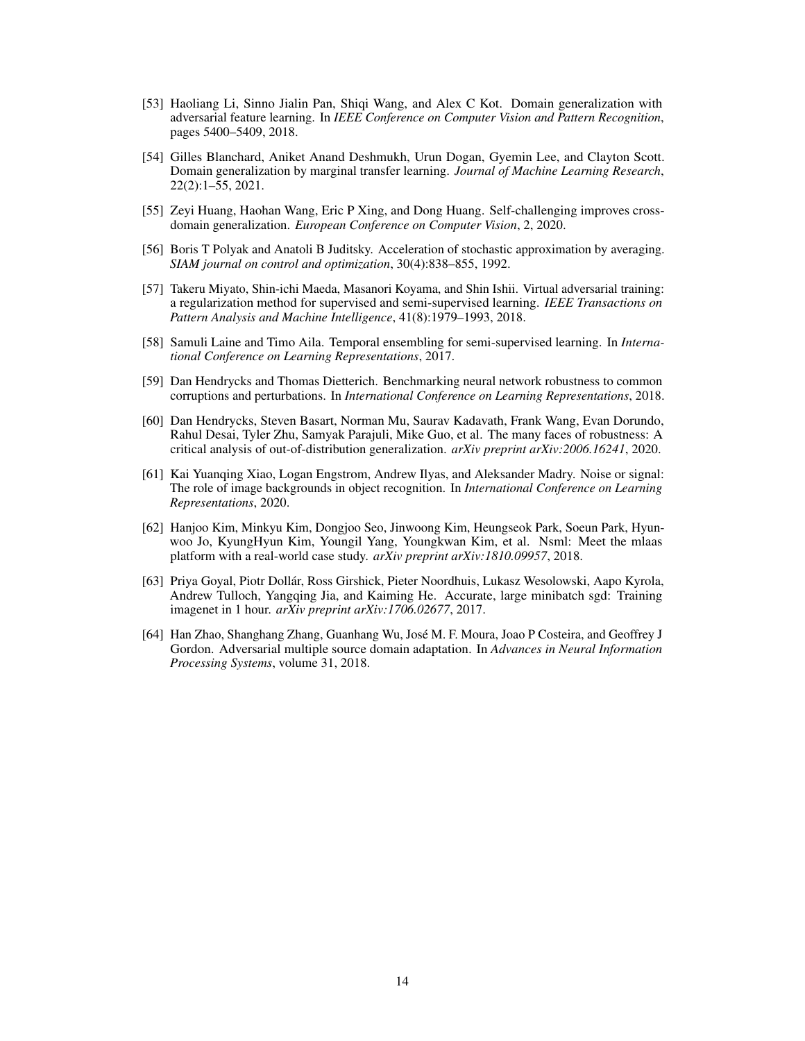[53] Haoliang Li, Sinno Jialin Pan, Shiqi Wang, and Alex C Kot. Domain generalization with adversarial feature learning. In *IEEE Conference on Computer Vision and Pattern Recognition*, pages 5400–5409, 2018.

[54] Gilles Blanchard, Aniket Anand Deshmukh, Urun Dogan, Gyemin Lee, and Clayton Scott. Domain generalization by marginal transfer learning. *Journal of Machine Learning Research*, 22(2):1–55, 2021.

[55] Zeyi Huang, Haohan Wang, Eric P Xing, and Dong Huang. Self-challenging improves cross-domain generalization. *European Conference on Computer Vision*, 2, 2020.

[56] Boris T Polyak and Anatoli B Juditsky. Acceleration of stochastic approximation by averaging. *SIAM journal on control and optimization*, 30(4):838–855, 1992.

[57] Takeru Miyato, Shin-ichi Maeda, Masanori Koyama, and Shin Ishii. Virtual adversarial training: a regularization method for supervised and semi-supervised learning. *IEEE Transactions on Pattern Analysis and Machine Intelligence*, 41(8):1979–1993, 2018.

[58] Samuli Laine and Timo Aila. Temporal ensembling for semi-supervised learning. In *International Conference on Learning Representations*, 2017.

[59] Dan Hendrycks and Thomas Dietterich. Benchmarking neural network robustness to common corruptions and perturbations. In *International Conference on Learning Representations*, 2018.

[60] Dan Hendrycks, Steven Basart, Norman Mu, Saurav Kadavath, Frank Wang, Evan Dorundo, Rahul Desai, Tyler Zhu, Samyak Parajuli, Mike Guo, et al. The many faces of robustness: A critical analysis of out-of-distribution generalization. *arXiv preprint arXiv:2006.16241*, 2020.

[61] Kai Yuanqing Xiao, Logan Engstrom, Andrew Ilyas, and Aleksander Madry. Noise or signal: The role of image backgrounds in object recognition. In *International Conference on Learning Representations*, 2020.

[62] Hanjoo Kim, Minkyu Kim, Dongjoo Seo, Jinwoong Kim, Heungseok Park, Soeun Park, Hyunwoo Jo, KyungHyun Kim, Youngil Yang, Youngkwan Kim, et al. Nsml: Meet the mlaas platform with a real-world case study. *arXiv preprint arXiv:1810.09957*, 2018.

[63] Priya Goyal, Piotr Dollár, Ross Girshick, Pieter Noordhuis, Lukasz Wesolowski, Aapo Kyrola, Andrew Tulloch, Yangqing Jia, and Kaiming He. Accurate, large minibatch sgd: Training imagenet in 1 hour. *arXiv preprint arXiv:1706.02677*, 2017.

[64] Han Zhao, Shanghang Zhang, Guanhang Wu, José M. F. Moura, Joao P Costeira, and Geoffrey J Gordon. Adversarial multiple source domain adaptation. In *Advances in Neural Information Processing Systems*, volume 31, 2018.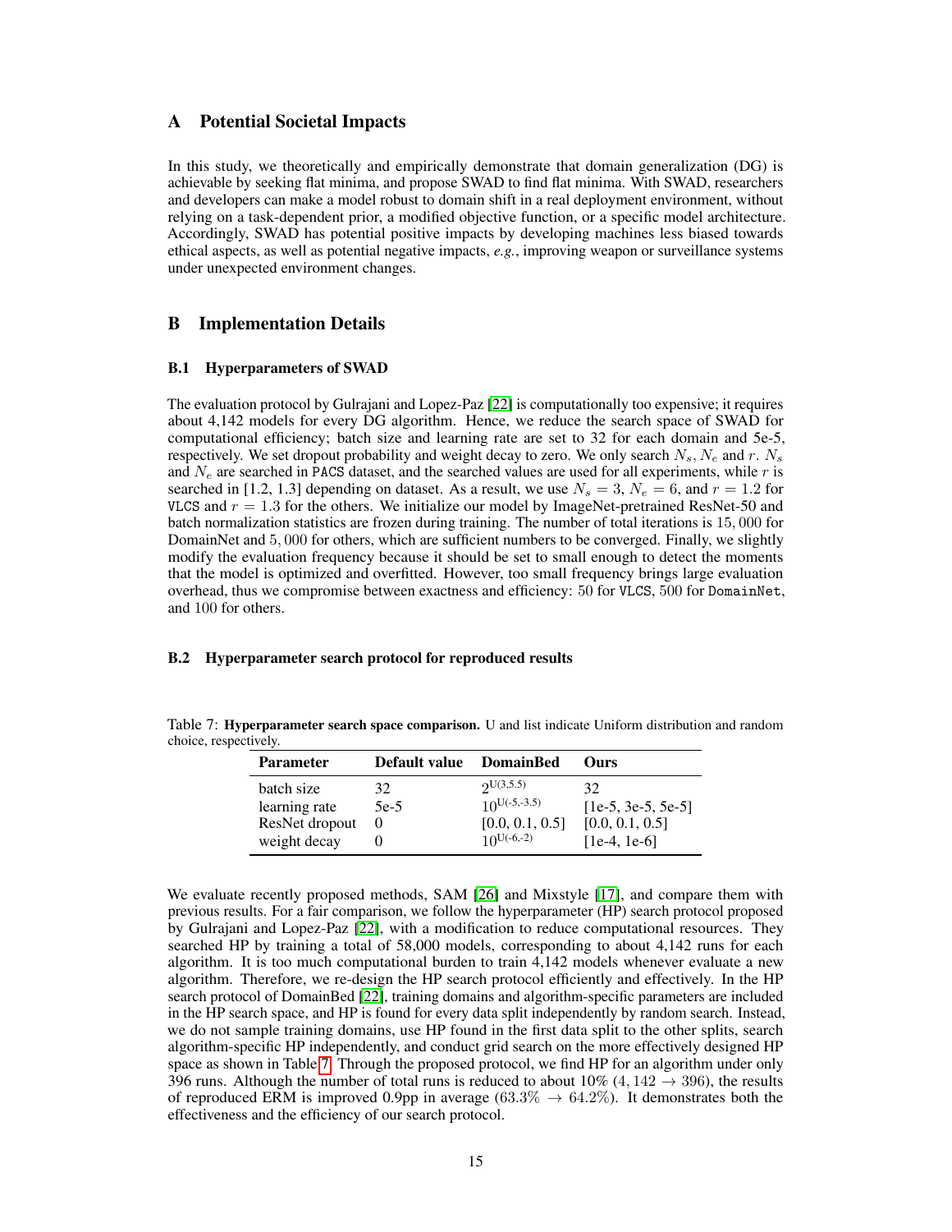## A Potential Societal Impacts

In this study, we theoretically and empirically demonstrate that domain generalization (DG) is achievable by seeking flat minima, and propose SWAD to find flat minima. With SWAD, researchers and developers can make a model robust to domain shift in a real deployment environment, without relying on a task-dependent prior, a modified objective function, or a specific model architecture. Accordingly, SWAD has potential positive impacts by developing machines less biased towards ethical aspects, as well as potential negative impacts, *e.g.*, improving weapon or surveillance systems under unexpected environment changes.

## B Implementation Details

### B.1 Hyperparameters of SWAD

The evaluation protocol by Gulrajani and Lopez-Paz [22] is computationally too expensive; it requires about 4,142 models for every DG algorithm. Hence, we reduce the search space of SWAD for computational efficiency; batch size and learning rate are set to 32 for each domain and 5e-5, respectively. We set dropout probability and weight decay to zero. We only search $N_s$, $N_e$ and $r$. $N_s$ and $N_e$ are searched in `PACS` dataset, and the searched values are used for all experiments, while $r$ is searched in [1.2, 1.3] depending on dataset. As a result, we use $N_s = 3$, $N_e = 6$, and $r = 1.2$ for `VLCS` and $r = 1.3$ for the others. We initialize our model by ImageNet-pretrained ResNet-50 and batch normalization statistics are frozen during training. The number of total iterations is $15,000$ for DomainNet and $5,000$ for others, which are sufficient numbers to be converged. Finally, we slightly modify the evaluation frequency because it should be set to small enough to detect the moments that the model is optimized and overfitted. However, too small frequency brings large evaluation overhead, thus we compromise between exactness and efficiency: $50$ for `VLCS`, $500$ for `DomainNet`, and $100$ for others.

### B.2 Hyperparameter search protocol for reproduced results

Table 7: **Hyperparameter search space comparison.** U and list indicate Uniform distribution and random choice, respectively.

| Parameter | Default value | DomainBed | Ours |
|---|---|---|---|
| batch size | 32 | $2^{\text{U}(3,5.5)}$ | 32 |
| learning rate | 5e-5 | $10^{\text{U}(-5,-3.5)}$ | [1e-5, 3e-5, 5e-5] |
| ResNet dropout | 0 | [0.0, 0.1, 0.5] | [0.0, 0.1, 0.5] |
| weight decay | 0 | $10^{\text{U}(-6,-2)}$ | [1e-4, 1e-6] |

We evaluate recently proposed methods, SAM [26] and Mixstyle [17], and compare them with previous results. For a fair comparison, we follow the hyperparameter (HP) search protocol proposed by Gulrajani and Lopez-Paz [22], with a modification to reduce computational resources. They searched HP by training a total of 58,000 models, corresponding to about 4,142 runs for each algorithm. It is too much computational burden to train 4,142 models whenever evaluate a new algorithm. Therefore, we re-design the HP search protocol efficiently and effectively. In the HP search protocol of DomainBed [22], training domains and algorithm-specific parameters are included in the HP search space, and HP is found for every data split independently by random search. Instead, we do not sample training domains, use HP found in the first data split to the other splits, search algorithm-specific HP independently, and conduct grid search on the more effectively designed HP space as shown in Table 7. Through the proposed protocol, we find HP for an algorithm under only 396 runs. Although the number of total runs is reduced to about 10% ($4,142 \rightarrow 396$), the results of reproduced ERM is improved 0.9pp in average ($63.3\% \rightarrow 64.2\%$). It demonstrates both the effectiveness and the efficiency of our search protocol.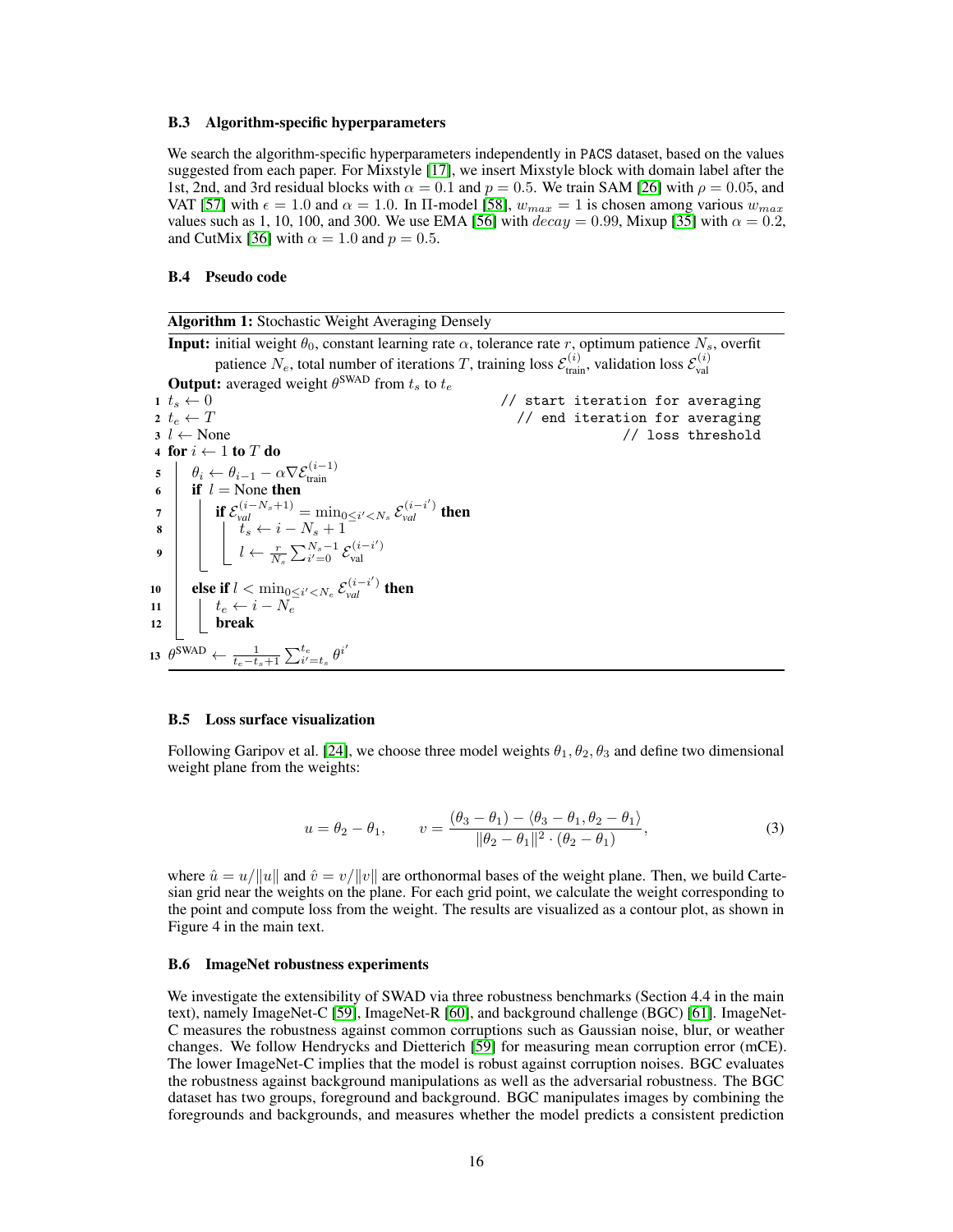### B.3 Algorithm-specific hyperparameters

We search the algorithm-specific hyperparameters independently in PACS dataset, based on the values suggested from each paper. For Mixstyle [17], we insert Mixstyle block with domain label after the 1st, 2nd, and 3rd residual blocks with $\alpha = 0.1$ and $p = 0.5$. We train SAM [26] with $\rho = 0.05$, and VAT [57] with $\epsilon = 1.0$ and $\alpha = 1.0$. In $\Pi$-model [58], $w_{max} = 1$ is chosen among various $w_{max}$ values such as 1, 10, 100, and 300. We use EMA [56] with $decay = 0.99$, Mixup [35] with $\alpha = 0.2$, and CutMix [36] with $\alpha = 1.0$ and $p = 0.5$.

### B.4 Pseudo code

**Algorithm 1:** Stochastic Weight Averaging Densely

**Input:** initial weight $\theta_0$, constant learning rate $\alpha$, tolerance rate $r$, optimum patience $N_s$, overfit patience $N_e$, total number of iterations $T$, training loss $\mathcal{E}_{\text{train}}^{(i)}$, validation loss $\mathcal{E}_{\text{val}}^{(i)}$

**Output:** averaged weight $\theta^{\text{SWAD}}$ from $t_s$ to $t_e$

1. $t_s \leftarrow 0$ // start iteration for averaging
2. $t_e \leftarrow T$ // end iteration for averaging
3. $l \leftarrow$ None // loss threshold
4. **for** $i \leftarrow 1$ **to** $T$ **do**
5. $\quad \theta_i \leftarrow \theta_{i-1} - \alpha \nabla \mathcal{E}_{\text{train}}^{(i-1)}$
6. $\quad$ **if** $l =$ None **then**
7. $\quad\quad$ **if** $\mathcal{E}_{val}^{(i-N_s+1)} = \min_{0 \leq i' < N_s} \mathcal{E}_{val}^{(i-i')}$ **then**
8. $\quad\quad\quad t_s \leftarrow i - N_s + 1$
9. $\quad\quad\quad l \leftarrow \frac{r}{N_s} \sum_{i'=0}^{N_s-1} \mathcal{E}_{\text{val}}^{(i-i')}$
10. $\quad$ **else if** $l < \min_{0 \leq i' < N_e} \mathcal{E}_{val}^{(i-i')}$ **then**
11. $\quad\quad t_e \leftarrow i - N_e$
12. $\quad\quad$ **break**
13. $\theta^{\text{SWAD}} \leftarrow \frac{1}{t_e - t_s + 1} \sum_{i'=t_s}^{t_e} \theta^{i'}$

### B.5 Loss surface visualization

Following Garipov et al. [24], we choose three model weights $\theta_1, \theta_2, \theta_3$ and define two dimensional weight plane from the weights:

$$u = \theta_2 - \theta_1, \qquad v = \frac{(\theta_3 - \theta_1) - \langle \theta_3 - \theta_1, \theta_2 - \theta_1 \rangle}{\|\theta_2 - \theta_1\|^2 \cdot (\theta_2 - \theta_1)}, \tag{3}$$

where $\hat{u} = u/\|u\|$ and $\hat{v} = v/\|v\|$ are orthonormal bases of the weight plane. Then, we build Cartesian grid near the weights on the plane. For each grid point, we calculate the weight corresponding to the point and compute loss from the weight. The results are visualized as a contour plot, as shown in Figure 4 in the main text.

### B.6 ImageNet robustness experiments

We investigate the extensibility of SWAD via three robustness benchmarks (Section 4.4 in the main text), namely ImageNet-C [59], ImageNet-R [60], and background challenge (BGC) [61]. ImageNet-C measures the robustness against common corruptions such as Gaussian noise, blur, or weather changes. We follow Hendrycks and Dietterich [59] for measuring mean corruption error (mCE). The lower ImageNet-C implies that the model is robust against corruption noises. BGC evaluates the robustness against background manipulations as well as the adversarial robustness. The BGC dataset has two groups, foreground and background. BGC manipulates images by combining the foregrounds and backgrounds, and measures whether the model predicts a consistent prediction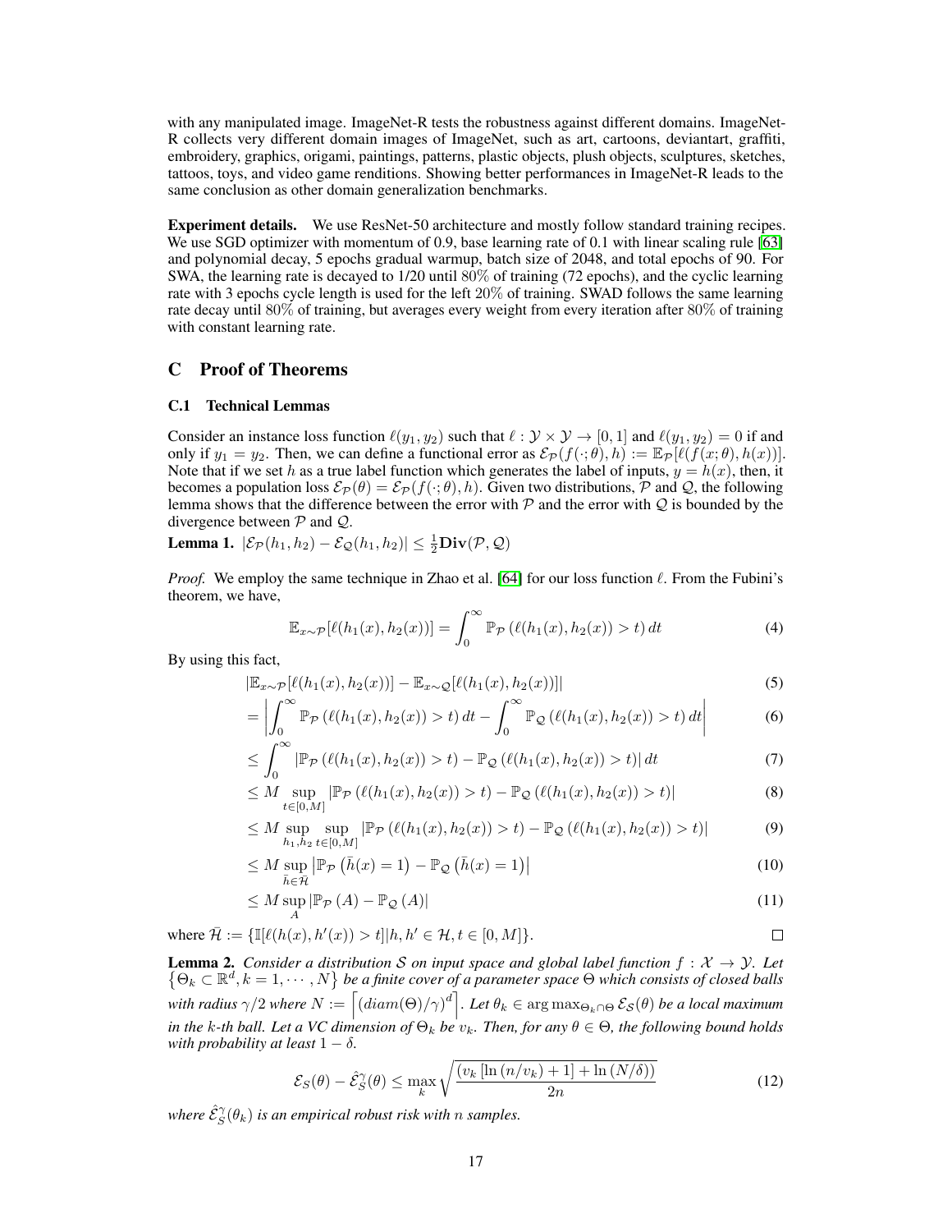with any manipulated image. ImageNet-R tests the robustness against different domains. ImageNet-R collects very different domain images of ImageNet, such as art, cartoons, deviantart, graffiti, embroidery, graphics, origami, paintings, patterns, plastic objects, plush objects, sculptures, sketches, tattoos, toys, and video game renditions. Showing better performances in ImageNet-R leads to the same conclusion as other domain generalization benchmarks.

**Experiment details.** We use ResNet-50 architecture and mostly follow standard training recipes. We use SGD optimizer with momentum of 0.9, base learning rate of 0.1 with linear scaling rule [63] and polynomial decay, 5 epochs gradual warmup, batch size of 2048, and total epochs of 90. For SWA, the learning rate is decayed to 1/20 until 80% of training (72 epochs), and the cyclic learning rate with 3 epochs cycle length is used for the left 20% of training. SWAD follows the same learning rate decay until 80% of training, but averages every weight from every iteration after 80% of training with constant learning rate.

## C Proof of Theorems

### C.1 Technical Lemmas

Consider an instance loss function $\ell(y_1, y_2)$ such that $\ell : \mathcal{Y} \times \mathcal{Y} \to [0, 1]$ and $\ell(y_1, y_2) = 0$ if and only if $y_1 = y_2$. Then, we can define a functional error as $\mathcal{E}_\mathcal{P}(f(\cdot;\theta), h) := \mathbb{E}_\mathcal{P}[\ell(f(x;\theta), h(x))]$. Note that if we set $h$ as a true label function which generates the label of inputs, $y = h(x)$, then, it becomes a population loss $\mathcal{E}_\mathcal{P}(\theta) = \mathcal{E}_\mathcal{P}(f(\cdot;\theta), h)$. Given two distributions, $\mathcal{P}$ and $\mathcal{Q}$, the following lemma shows that the difference between the error with $\mathcal{P}$ and the error with $\mathcal{Q}$ is bounded by the divergence between $\mathcal{P}$ and $\mathcal{Q}$.

**Lemma 1.** $|\mathcal{E}_\mathcal{P}(h_1, h_2) - \mathcal{E}_\mathcal{Q}(h_1, h_2)| \le \frac{1}{2}\mathbf{Div}(\mathcal{P}, \mathcal{Q})$

*Proof.* We employ the same technique in Zhao et al. [64] for our loss function $\ell$. From the Fubini's theorem, we have,

$$\mathbb{E}_{x\sim\mathcal{P}}[\ell(h_1(x), h_2(x))] = \int_0^\infty \mathbb{P}_\mathcal{P}\left(\ell(h_1(x), h_2(x)) > t\right) dt \tag{4}$$

By using this fact,

$$
\begin{aligned}
&|\mathbb{E}_{x\sim\mathcal{P}}[\ell(h_1(x), h_2(x))] - \mathbb{E}_{x\sim\mathcal{Q}}[\ell(h_1(x), h_2(x))]| && (5)\\
&= \left|\int_0^\infty \mathbb{P}_\mathcal{P}\left(\ell(h_1(x), h_2(x)) > t\right) dt - \int_0^\infty \mathbb{P}_\mathcal{Q}\left(\ell(h_1(x), h_2(x)) > t\right) dt\right| && (6)\\
&\le \int_0^\infty \left|\mathbb{P}_\mathcal{P}\left(\ell(h_1(x), h_2(x)) > t\right) - \mathbb{P}_\mathcal{Q}\left(\ell(h_1(x), h_2(x)) > t\right)\right| dt && (7)\\
&\le M \sup_{t\in[0,M]} \left|\mathbb{P}_\mathcal{P}\left(\ell(h_1(x), h_2(x)) > t\right) - \mathbb{P}_\mathcal{Q}\left(\ell(h_1(x), h_2(x)) > t\right)\right| && (8)\\
&\le M \sup_{h_1,h_2}\sup_{t\in[0,M]} \left|\mathbb{P}_\mathcal{P}\left(\ell(h_1(x), h_2(x)) > t\right) - \mathbb{P}_\mathcal{Q}\left(\ell(h_1(x), h_2(x)) > t\right)\right| && (9)\\
&\le M \sup_{\bar{h}\in\bar{\mathcal{H}}} \left|\mathbb{P}_\mathcal{P}\left(\bar{h}(x) = 1\right) - \mathbb{P}_\mathcal{Q}\left(\bar{h}(x) = 1\right)\right| && (10)\\
&\le M \sup_A \left|\mathbb{P}_\mathcal{P}\left(A\right) - \mathbb{P}_\mathcal{Q}\left(A\right)\right| && (11)
\end{aligned}
$$

where $\bar{\mathcal{H}} := \{\mathbb{I}[\ell(h(x), h'(x)) > t] | h, h' \in \mathcal{H}, t \in [0, M]\}$. □

**Lemma 2.** *Consider a distribution $\mathcal{S}$ on input space and global label function $f : \mathcal{X} \to \mathcal{Y}$. Let $\left\{\Theta_k \subset \mathbb{R}^d, k = 1, \cdots, N\right\}$ be a finite cover of a parameter space $\Theta$ which consists of closed balls with radius $\gamma/2$ where $N := \left\lceil (diam(\Theta)/\gamma)^d \right\rceil$. Let $\theta_k \in \arg\max_{\Theta_k\cap\Theta} \mathcal{E}_\mathcal{S}(\theta)$ be a local maximum in the $k$-th ball. Let a VC dimension of $\Theta_k$ be $v_k$. Then, for any $\theta \in \Theta$, the following bound holds with probability at least $1 - \delta$.*

$$\mathcal{E}_S(\theta) - \hat{\mathcal{E}}_S^\gamma(\theta) \le \max_k \sqrt{\frac{(v_k \left[\ln\left(n/v_k\right) + 1\right] + \ln\left(N/\delta\right))}{2n}} \tag{12}$$

*where $\hat{\mathcal{E}}_S^\gamma(\theta_k)$ is an empirical robust risk with $n$ samples.*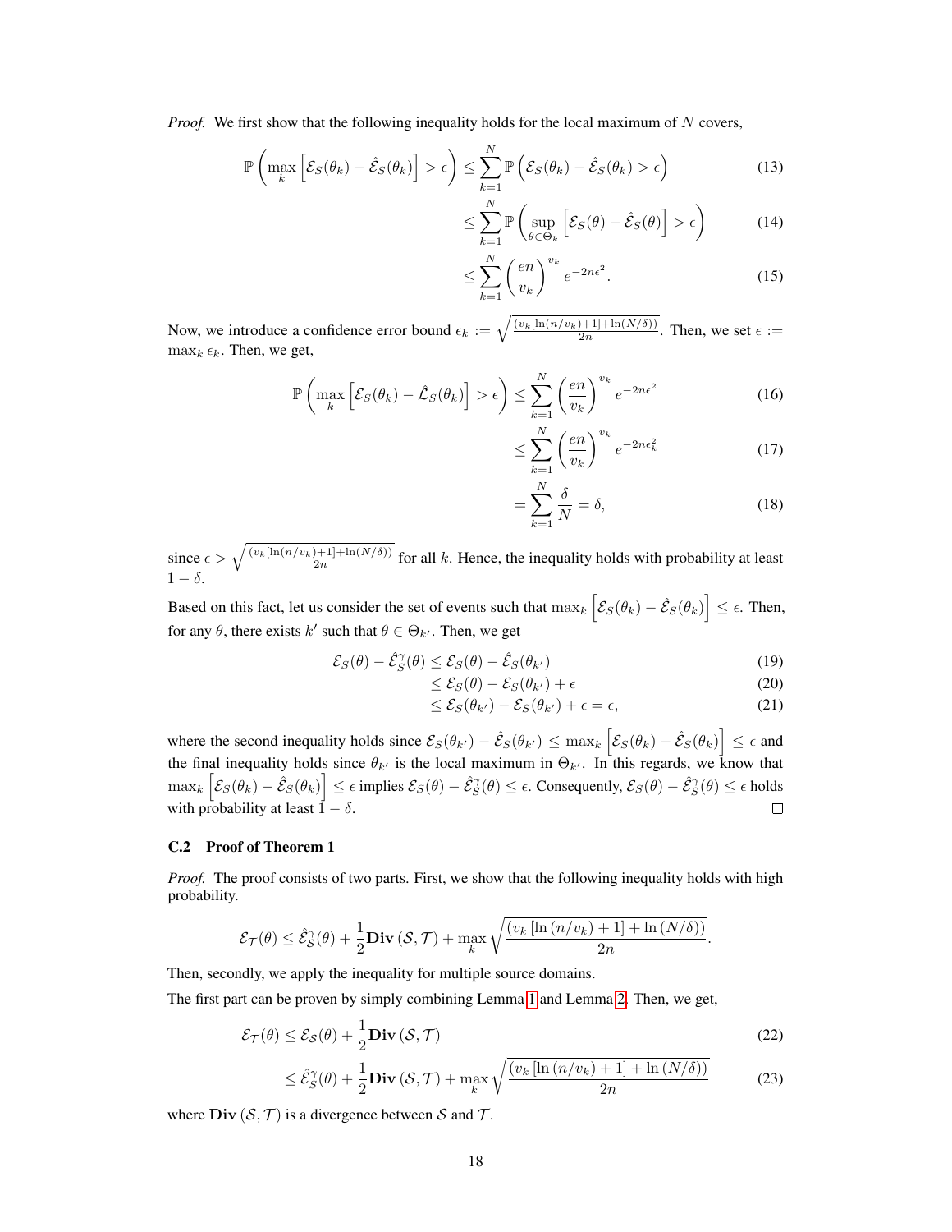*Proof.* We first show that the following inequality holds for the local maximum of $N$ covers,

$$\mathbb{P}\left(\max_k \left[\mathcal{E}_S(\theta_k) - \hat{\mathcal{E}}_S(\theta_k)\right] > \epsilon\right) \leq \sum_{k=1}^{N} \mathbb{P}\left(\mathcal{E}_S(\theta_k) - \hat{\mathcal{E}}_S(\theta_k) > \epsilon\right) \tag{13}$$

$$\leq \sum_{k=1}^{N} \mathbb{P}\left(\sup_{\theta \in \Theta_k} \left[\mathcal{E}_S(\theta) - \hat{\mathcal{E}}_S(\theta)\right] > \epsilon\right) \tag{14}$$

$$\leq \sum_{k=1}^{N} \left(\frac{en}{v_k}\right)^{v_k} e^{-2n\epsilon^2}. \tag{15}$$

Now, we introduce a confidence error bound $\epsilon_k := \sqrt{\frac{(v_k[\ln(n/v_k)+1]+\ln(N/\delta))}{2n}}$. Then, we set $\epsilon := \max_k \epsilon_k$. Then, we get,

$$\mathbb{P}\left(\max_k \left[\mathcal{E}_S(\theta_k) - \hat{\mathcal{L}}_S(\theta_k)\right] > \epsilon\right) \leq \sum_{k=1}^{N} \left(\frac{en}{v_k}\right)^{v_k} e^{-2n\epsilon^2} \tag{16}$$

$$\leq \sum_{k=1}^{N} \left(\frac{en}{v_k}\right)^{v_k} e^{-2n\epsilon_k^2} \tag{17}$$

$$= \sum_{k=1}^{N} \frac{\delta}{N} = \delta, \tag{18}$$

since $\epsilon > \sqrt{\frac{(v_k[\ln(n/v_k)+1]+\ln(N/\delta))}{2n}}$ for all $k$. Hence, the inequality holds with probability at least $1-\delta$.

Based on this fact, let us consider the set of events such that $\max_k \left[\mathcal{E}_S(\theta_k) - \hat{\mathcal{E}}_S(\theta_k)\right] \leq \epsilon$. Then, for any $\theta$, there exists $k'$ such that $\theta \in \Theta_{k'}$. Then, we get

$$\mathcal{E}_S(\theta) - \hat{\mathcal{E}}_S^{\gamma}(\theta) \leq \mathcal{E}_S(\theta) - \hat{\mathcal{E}}_S(\theta_{k'}) \tag{19}$$

$$\leq \mathcal{E}_S(\theta) - \mathcal{E}_S(\theta_{k'}) + \epsilon \tag{20}$$

$$\leq \mathcal{E}_S(\theta_{k'}) - \mathcal{E}_S(\theta_{k'}) + \epsilon = \epsilon, \tag{21}$$

where the second inequality holds since $\mathcal{E}_S(\theta_{k'}) - \hat{\mathcal{E}}_S(\theta_{k'}) \leq \max_k \left[\mathcal{E}_S(\theta_k) - \hat{\mathcal{E}}_S(\theta_k)\right] \leq \epsilon$ and the final inequality holds since $\theta_{k'}$ is the local maximum in $\Theta_{k'}$. In this regards, we know that $\max_k \left[\mathcal{E}_S(\theta_k) - \hat{\mathcal{E}}_S(\theta_k)\right] \leq \epsilon$ implies $\mathcal{E}_S(\theta) - \hat{\mathcal{E}}_S^{\gamma}(\theta) \leq \epsilon$. Consequently, $\mathcal{E}_S(\theta) - \hat{\mathcal{E}}_S^{\gamma}(\theta) \leq \epsilon$ holds with probability at least $1-\delta$. □

### C.2 Proof of Theorem 1

*Proof.* The proof consists of two parts. First, we show that the following inequality holds with high probability.

$$\mathcal{E}_{\mathcal{T}}(\theta) \leq \hat{\mathcal{E}}_S^{\gamma}(\theta) + \frac{1}{2}\mathbf{Div}(\mathcal{S}, \mathcal{T}) + \max_k \sqrt{\frac{(v_k\left[\ln(n/v_k)+1\right] + \ln(N/\delta))}{2n}}.$$

Then, secondly, we apply the inequality for multiple source domains.

The first part can be proven by simply combining Lemma 1 and Lemma 2. Then, we get,

$$\mathcal{E}_{\mathcal{T}}(\theta) \leq \mathcal{E}_{\mathcal{S}}(\theta) + \frac{1}{2}\mathbf{Div}(\mathcal{S}, \mathcal{T}) \tag{22}$$

$$\leq \hat{\mathcal{E}}_S^{\gamma}(\theta) + \frac{1}{2}\mathbf{Div}(\mathcal{S}, \mathcal{T}) + \max_k \sqrt{\frac{(v_k\left[\ln(n/v_k)+1\right] + \ln(N/\delta))}{2n}} \tag{23}$$

where $\mathbf{Div}(\mathcal{S}, \mathcal{T})$ is a divergence between $\mathcal{S}$ and $\mathcal{T}$.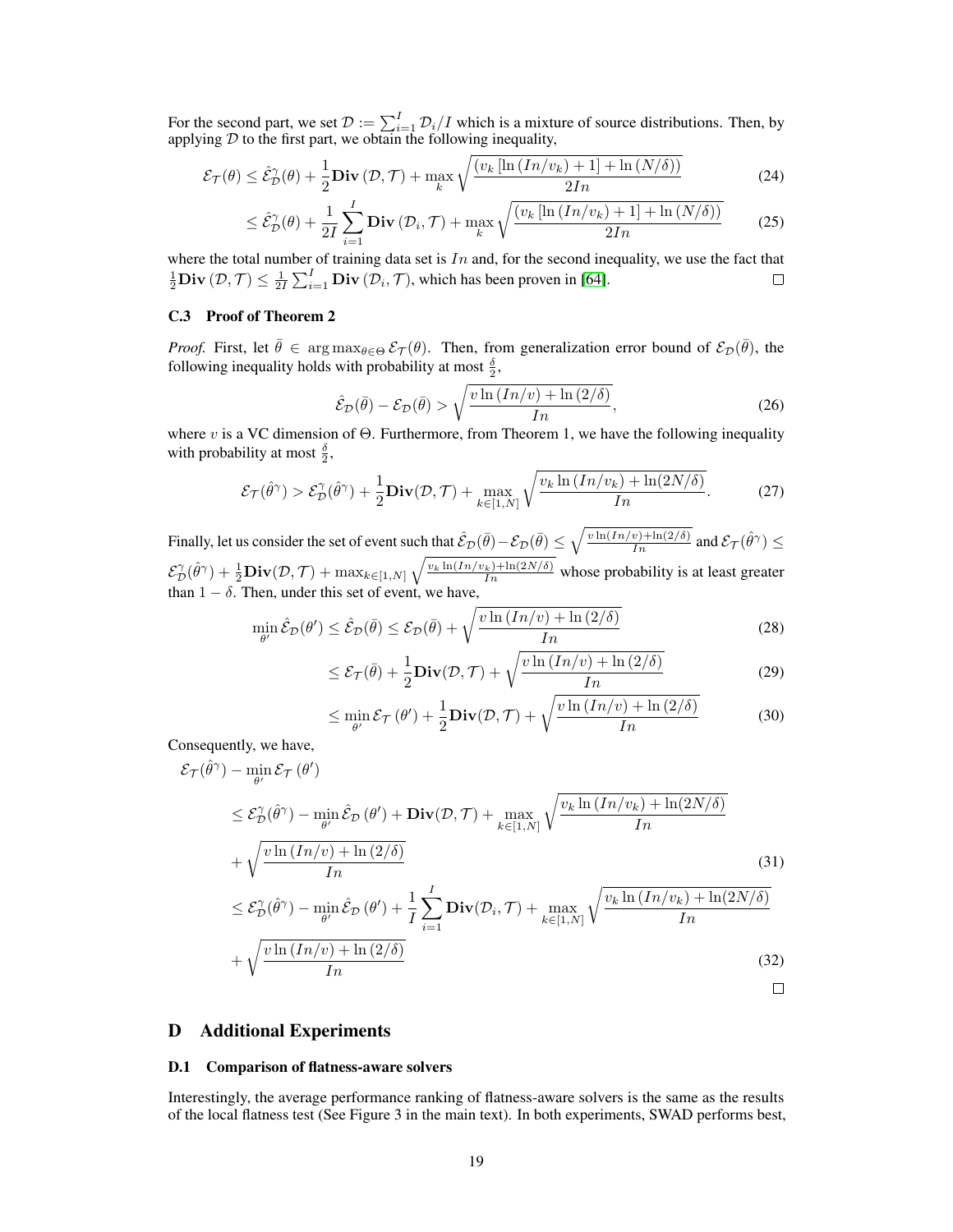For the second part, we set $\mathcal{D} := \sum_{i=1}^{I} \mathcal{D}_i / I$ which is a mixture of source distributions. Then, by applying $\mathcal{D}$ to the first part, we obtain the following inequality,

$$\mathcal{E}_{\mathcal{T}}(\theta) \leq \hat{\mathcal{E}}_{\mathcal{D}}^{\gamma}(\theta) + \frac{1}{2}\mathbf{Div}\left(\mathcal{D}, \mathcal{T}\right) + \max_{k} \sqrt{\frac{\left(v_k \left[\ln\left(In/v_k\right) + 1\right] + \ln\left(N/\delta\right)\right)}{2In}} \tag{24}$$

$$\leq \hat{\mathcal{E}}_{\mathcal{D}}^{\gamma}(\theta) + \frac{1}{2I}\sum_{i=1}^{I}\mathbf{Div}\left(\mathcal{D}_i, \mathcal{T}\right) + \max_{k} \sqrt{\frac{\left(v_k \left[\ln\left(In/v_k\right) + 1\right] + \ln\left(N/\delta\right)\right)}{2In}} \tag{25}$$

where the total number of training data set is $In$ and, for the second inequality, we use the fact that $\frac{1}{2}\mathbf{Div}\left(\mathcal{D}, \mathcal{T}\right) \leq \frac{1}{2I}\sum_{i=1}^{I}\mathbf{Div}\left(\mathcal{D}_i, \mathcal{T}\right)$, which has been proven in [64]. □

### C.3 Proof of Theorem 2

*Proof.* First, let $\bar{\theta} \in \arg\max_{\theta \in \Theta} \mathcal{E}_{\mathcal{T}}(\theta)$. Then, from generalization error bound of $\mathcal{E}_{\mathcal{D}}(\bar{\theta})$, the following inequality holds with probability at most $\frac{\delta}{2}$,

$$\hat{\mathcal{E}}_{\mathcal{D}}(\bar{\theta}) - \mathcal{E}_{\mathcal{D}}(\bar{\theta}) > \sqrt{\frac{v \ln\left(In/v\right) + \ln\left(2/\delta\right)}{In}}, \tag{26}$$

where $v$ is a VC dimension of $\Theta$. Furthermore, from Theorem 1, we have the following inequality with probability at most $\frac{\delta}{2}$,

$$\mathcal{E}_{\mathcal{T}}(\hat{\theta}^{\gamma}) > \mathcal{E}_{\mathcal{D}}^{\gamma}(\hat{\theta}^{\gamma}) + \frac{1}{2}\mathbf{Div}(\mathcal{D}, \mathcal{T}) + \max_{k\in[1,N]} \sqrt{\frac{v_k \ln\left(In/v_k\right) + \ln(2N/\delta)}{In}}. \tag{27}$$

Finally, let us consider the set of event such that $\hat{\mathcal{E}}_{\mathcal{D}}(\bar{\theta}) - \mathcal{E}_{\mathcal{D}}(\bar{\theta}) \leq \sqrt{\frac{v\ln(In/v)+\ln(2/\delta)}{In}}$ and $\mathcal{E}_{\mathcal{T}}(\hat{\theta}^{\gamma}) \leq \mathcal{E}_{\mathcal{D}}^{\gamma}(\hat{\theta}^{\gamma}) + \frac{1}{2}\mathbf{Div}(\mathcal{D}, \mathcal{T}) + \max_{k\in[1,N]} \sqrt{\frac{v_k \ln(In/v_k)+\ln(2N/\delta)}{In}}$ whose probability is at least greater than $1 - \delta$. Then, under this set of event, we have,

$$\min_{\theta'} \hat{\mathcal{E}}_{\mathcal{D}}(\theta') \leq \hat{\mathcal{E}}_{\mathcal{D}}(\bar{\theta}) \leq \mathcal{E}_{\mathcal{D}}(\bar{\theta}) + \sqrt{\frac{v \ln\left(In/v\right) + \ln\left(2/\delta\right)}{In}} \tag{28}$$

$$\leq \mathcal{E}_{\mathcal{T}}(\bar{\theta}) + \frac{1}{2}\mathbf{Div}(\mathcal{D}, \mathcal{T}) + \sqrt{\frac{v \ln\left(In/v\right) + \ln\left(2/\delta\right)}{In}} \tag{29}$$

$$\leq \min_{\theta'} \mathcal{E}_{\mathcal{T}}\left(\theta'\right) + \frac{1}{2}\mathbf{Div}(\mathcal{D}, \mathcal{T}) + \sqrt{\frac{v \ln\left(In/v\right) + \ln\left(2/\delta\right)}{In}} \tag{30}$$

Consequently, we have,

$$\begin{aligned}
&\mathcal{E}_{\mathcal{T}}(\hat{\theta}^{\gamma}) - \min_{\theta'} \mathcal{E}_{\mathcal{T}}\left(\theta'\right) \\
&\leq \mathcal{E}_{\mathcal{D}}^{\gamma}(\hat{\theta}^{\gamma}) - \min_{\theta'} \hat{\mathcal{E}}_{\mathcal{D}}\left(\theta'\right) + \mathbf{Div}(\mathcal{D}, \mathcal{T}) + \max_{k\in[1,N]} \sqrt{\frac{v_k \ln\left(In/v_k\right) + \ln(2N/\delta)}{In}} \\
&+ \sqrt{\frac{v \ln\left(In/v\right) + \ln\left(2/\delta\right)}{In}} \qquad (31) \\
&\leq \mathcal{E}_{\mathcal{D}}^{\gamma}(\hat{\theta}^{\gamma}) - \min_{\theta'} \hat{\mathcal{E}}_{\mathcal{D}}\left(\theta'\right) + \frac{1}{I}\sum_{i=1}^{I}\mathbf{Div}(\mathcal{D}_i, \mathcal{T}) + \max_{k\in[1,N]} \sqrt{\frac{v_k \ln\left(In/v_k\right) + \ln(2N/\delta)}{In}} \\
&+ \sqrt{\frac{v \ln\left(In/v\right) + \ln\left(2/\delta\right)}{In}} \qquad (32)
\end{aligned}$$

□

## D Additional Experiments

### D.1 Comparison of flatness-aware solvers

Interestingly, the average performance ranking of flatness-aware solvers is the same as the results of the local flatness test (See Figure 3 in the main text). In both experiments, SWAD performs best,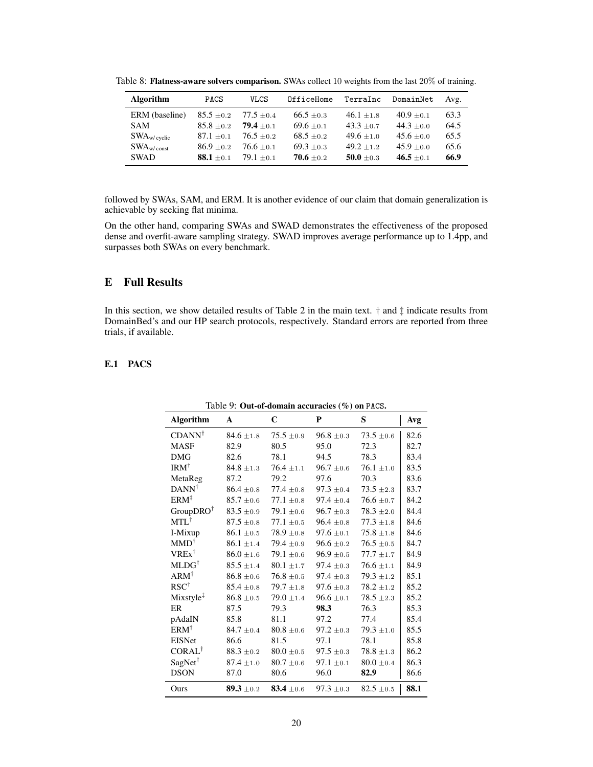Table 8: **Flatness-aware solvers comparison.** SWAs collect 10 weights from the last 20% of training.

| Algorithm | PACS | VLCS | OfficeHome | TerraInc | DomainNet | Avg. |
|---|---|---|---|---|---|---|
| ERM (baseline) | 85.5 $\pm$0.2 | 77.5 $\pm$0.4 | 66.5 $\pm$0.3 | 46.1 $\pm$1.8 | 40.9 $\pm$0.1 | 63.3 |
| SAM | 85.8 $\pm$0.2 | **79.4** $\pm$0.1 | 69.6 $\pm$0.1 | 43.3 $\pm$0.7 | 44.3 $\pm$0.0 | 64.5 |
| $\text{SWA}_{\text{w/ cyclic}}$ | 87.1 $\pm$0.1 | 76.5 $\pm$0.2 | 68.5 $\pm$0.2 | 49.6 $\pm$1.0 | 45.6 $\pm$0.0 | 65.5 |
| $\text{SWA}_{\text{w/ const}}$ | 86.9 $\pm$0.2 | 76.6 $\pm$0.1 | 69.3 $\pm$0.3 | 49.2 $\pm$1.2 | 45.9 $\pm$0.0 | 65.6 |
| SWAD | **88.1** $\pm$0.1 | 79.1 $\pm$0.1 | **70.6** $\pm$0.2 | **50.0** $\pm$0.3 | **46.5** $\pm$0.1 | **66.9** |

followed by SWAs, SAM, and ERM. It is another evidence of our claim that domain generalization is achievable by seeking flat minima.

On the other hand, comparing SWAs and SWAD demonstrates the effectiveness of the proposed dense and overfit-aware sampling strategy. SWAD improves average performance up to 1.4pp, and surpasses both SWAs on every benchmark.

## E Full Results

In this section, we show detailed results of Table 2 in the main text. † and ‡ indicate results from DomainBed's and our HP search protocols, respectively. Standard errors are reported from three trials, if available.

### E.1 PACS

Table 9: **Out-of-domain accuracies (%) on PACS.**

| Algorithm | A | C | P | S | Avg |
|---|---|---|---|---|---|
| CDANN† | 84.6 $\pm$1.8 | 75.5 $\pm$0.9 | 96.8 $\pm$0.3 | 73.5 $\pm$0.6 | 82.6 |
| MASF | 82.9 | 80.5 | 95.0 | 72.3 | 82.7 |
| DMG | 82.6 | 78.1 | 94.5 | 78.3 | 83.4 |
| IRM† | 84.8 $\pm$1.3 | 76.4 $\pm$1.1 | 96.7 $\pm$0.6 | 76.1 $\pm$1.0 | 83.5 |
| MetaReg | 87.2 | 79.2 | 97.6 | 70.3 | 83.6 |
| DANN† | 86.4 $\pm$0.8 | 77.4 $\pm$0.8 | 97.3 $\pm$0.4 | 73.5 $\pm$2.3 | 83.7 |
| ERM‡ | 85.7 $\pm$0.6 | 77.1 $\pm$0.8 | 97.4 $\pm$0.4 | 76.6 $\pm$0.7 | 84.2 |
| GroupDRO† | 83.5 $\pm$0.9 | 79.1 $\pm$0.6 | 96.7 $\pm$0.3 | 78.3 $\pm$2.0 | 84.4 |
| MTL† | 87.5 $\pm$0.8 | 77.1 $\pm$0.5 | 96.4 $\pm$0.8 | 77.3 $\pm$1.8 | 84.6 |
| I-Mixup | 86.1 $\pm$0.5 | 78.9 $\pm$0.8 | 97.6 $\pm$0.1 | 75.8 $\pm$1.8 | 84.6 |
| MMD† | 86.1 $\pm$1.4 | 79.4 $\pm$0.9 | 96.6 $\pm$0.2 | 76.5 $\pm$0.5 | 84.7 |
| VREx† | 86.0 $\pm$1.6 | 79.1 $\pm$0.6 | 96.9 $\pm$0.5 | 77.7 $\pm$1.7 | 84.9 |
| MLDG† | 85.5 $\pm$1.4 | 80.1 $\pm$1.7 | 97.4 $\pm$0.3 | 76.6 $\pm$1.1 | 84.9 |
| ARM† | 86.8 $\pm$0.6 | 76.8 $\pm$0.5 | 97.4 $\pm$0.3 | 79.3 $\pm$1.2 | 85.1 |
| RSC† | 85.4 $\pm$0.8 | 79.7 $\pm$1.8 | 97.6 $\pm$0.3 | 78.2 $\pm$1.2 | 85.2 |
| Mixstyle‡ | 86.8 $\pm$0.5 | 79.0 $\pm$1.4 | 96.6 $\pm$0.1 | 78.5 $\pm$2.3 | 85.2 |
| ER | 87.5 | 79.3 | **98.3** | 76.3 | 85.3 |
| pAdaIN | 85.8 | 81.1 | 97.2 | 77.4 | 85.4 |
| ERM† | 84.7 $\pm$0.4 | 80.8 $\pm$0.6 | 97.2 $\pm$0.3 | 79.3 $\pm$1.0 | 85.5 |
| EISNet | 86.6 | 81.5 | 97.1 | 78.1 | 85.8 |
| CORAL† | 88.3 $\pm$0.2 | 80.0 $\pm$0.5 | 97.5 $\pm$0.3 | 78.8 $\pm$1.3 | 86.2 |
| SagNet† | 87.4 $\pm$1.0 | 80.7 $\pm$0.6 | 97.1 $\pm$0.1 | 80.0 $\pm$0.4 | 86.3 |
| DSON | 87.0 | 80.6 | 96.0 | **82.9** | 86.6 |
| Ours | **89.3** $\pm$0.2 | **83.4** $\pm$0.6 | 97.3 $\pm$0.3 | 82.5 $\pm$0.5 | **88.1** |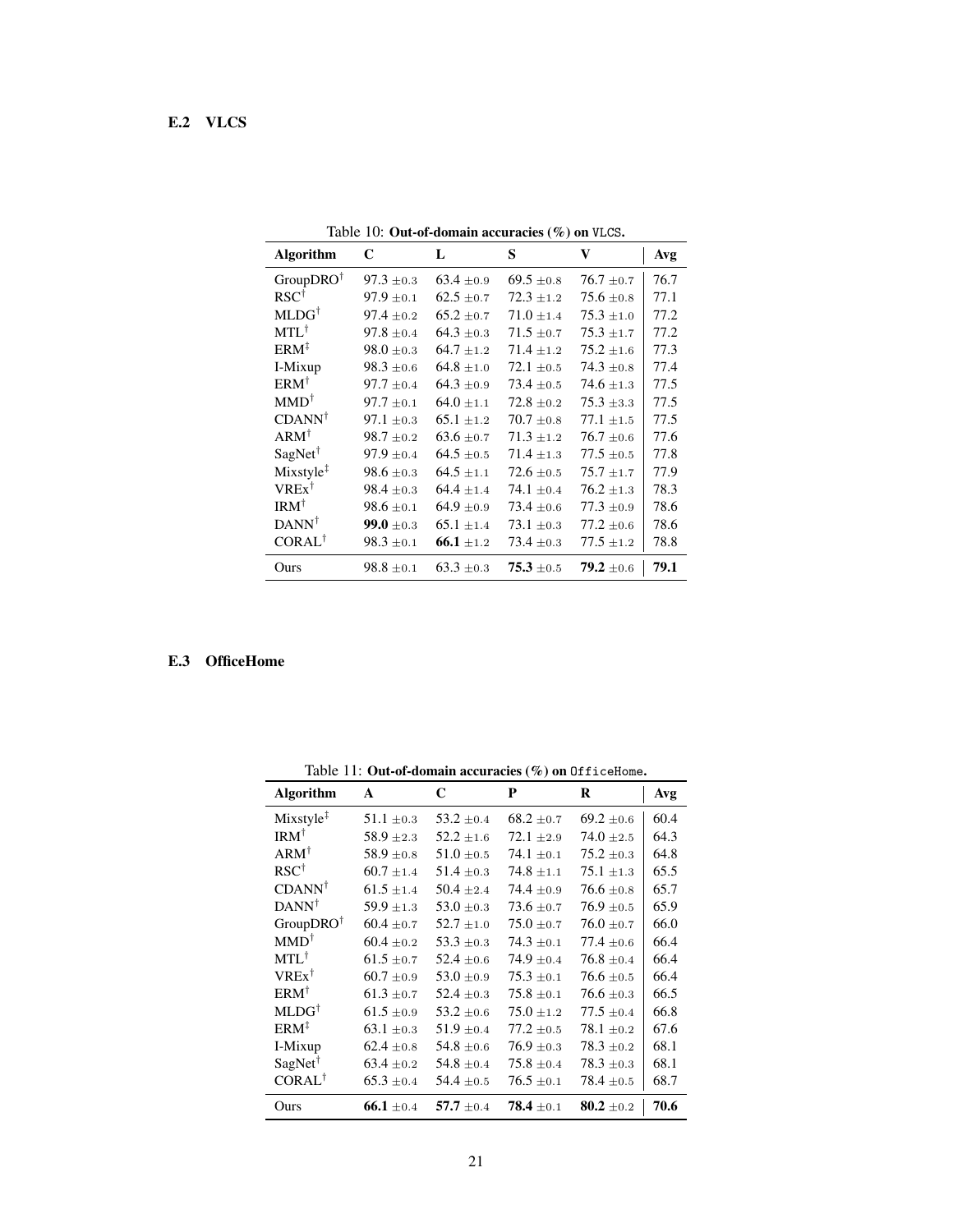### E.2 VLCS

Table 10: **Out-of-domain accuracies (%) on VLCS.**

| Algorithm | C | L | S | V | Avg |
|---|---|---|---|---|---|
| GroupDRO† | 97.3 $\pm 0.3$ | 63.4 $\pm 0.9$ | 69.5 $\pm 0.8$ | 76.7 $\pm 0.7$ | 76.7 |
| RSC† | 97.9 $\pm 0.1$ | 62.5 $\pm 0.7$ | 72.3 $\pm 1.2$ | 75.6 $\pm 0.8$ | 77.1 |
| MLDG† | 97.4 $\pm 0.2$ | 65.2 $\pm 0.7$ | 71.0 $\pm 1.4$ | 75.3 $\pm 1.0$ | 77.2 |
| MTL† | 97.8 $\pm 0.4$ | 64.3 $\pm 0.3$ | 71.5 $\pm 0.7$ | 75.3 $\pm 1.7$ | 77.2 |
| ERM‡ | 98.0 $\pm 0.3$ | 64.7 $\pm 1.2$ | 71.4 $\pm 1.2$ | 75.2 $\pm 1.6$ | 77.3 |
| I-Mixup | 98.3 $\pm 0.6$ | 64.8 $\pm 1.0$ | 72.1 $\pm 0.5$ | 74.3 $\pm 0.8$ | 77.4 |
| ERM† | 97.7 $\pm 0.4$ | 64.3 $\pm 0.9$ | 73.4 $\pm 0.5$ | 74.6 $\pm 1.3$ | 77.5 |
| MMD† | 97.7 $\pm 0.1$ | 64.0 $\pm 1.1$ | 72.8 $\pm 0.2$ | 75.3 $\pm 3.3$ | 77.5 |
| CDANN† | 97.1 $\pm 0.3$ | 65.1 $\pm 1.2$ | 70.7 $\pm 0.8$ | 77.1 $\pm 1.5$ | 77.5 |
| ARM† | 98.7 $\pm 0.2$ | 63.6 $\pm 0.7$ | 71.3 $\pm 1.2$ | 76.7 $\pm 0.6$ | 77.6 |
| SagNet† | 97.9 $\pm 0.4$ | 64.5 $\pm 0.5$ | 71.4 $\pm 1.3$ | 77.5 $\pm 0.5$ | 77.8 |
| Mixstyle‡ | 98.6 $\pm 0.3$ | 64.5 $\pm 1.1$ | 72.6 $\pm 0.5$ | 75.7 $\pm 1.7$ | 77.9 |
| VREx† | 98.4 $\pm 0.3$ | 64.4 $\pm 1.4$ | 74.1 $\pm 0.4$ | 76.2 $\pm 1.3$ | 78.3 |
| IRM† | 98.6 $\pm 0.1$ | 64.9 $\pm 0.9$ | 73.4 $\pm 0.6$ | 77.3 $\pm 0.9$ | 78.6 |
| DANN† | **99.0** $\pm 0.3$ | 65.1 $\pm 1.4$ | 73.1 $\pm 0.3$ | 77.2 $\pm 0.6$ | 78.6 |
| CORAL† | 98.3 $\pm 0.1$ | **66.1** $\pm 1.2$ | 73.4 $\pm 0.3$ | 77.5 $\pm 1.2$ | 78.8 |
| Ours | 98.8 $\pm 0.1$ | 63.3 $\pm 0.3$ | **75.3** $\pm 0.5$ | **79.2** $\pm 0.6$ | **79.1** |

### E.3 OfficeHome

Table 11: **Out-of-domain accuracies (%) on OfficeHome.**

| Algorithm | A | C | P | R | Avg |
|---|---|---|---|---|---|
| Mixstyle‡ | 51.1 $\pm 0.3$ | 53.2 $\pm 0.4$ | 68.2 $\pm 0.7$ | 69.2 $\pm 0.6$ | 60.4 |
| IRM† | 58.9 $\pm 2.3$ | 52.2 $\pm 1.6$ | 72.1 $\pm 2.9$ | 74.0 $\pm 2.5$ | 64.3 |
| ARM† | 58.9 $\pm 0.8$ | 51.0 $\pm 0.5$ | 74.1 $\pm 0.1$ | 75.2 $\pm 0.3$ | 64.8 |
| RSC† | 60.7 $\pm 1.4$ | 51.4 $\pm 0.3$ | 74.8 $\pm 1.1$ | 75.1 $\pm 1.3$ | 65.5 |
| CDANN† | 61.5 $\pm 1.4$ | 50.4 $\pm 2.4$ | 74.4 $\pm 0.9$ | 76.6 $\pm 0.8$ | 65.7 |
| DANN† | 59.9 $\pm 1.3$ | 53.0 $\pm 0.3$ | 73.6 $\pm 0.7$ | 76.9 $\pm 0.5$ | 65.9 |
| GroupDRO† | 60.4 $\pm 0.7$ | 52.7 $\pm 1.0$ | 75.0 $\pm 0.7$ | 76.0 $\pm 0.7$ | 66.0 |
| MMD† | 60.4 $\pm 0.2$ | 53.3 $\pm 0.3$ | 74.3 $\pm 0.1$ | 77.4 $\pm 0.6$ | 66.4 |
| MTL† | 61.5 $\pm 0.7$ | 52.4 $\pm 0.6$ | 74.9 $\pm 0.4$ | 76.8 $\pm 0.4$ | 66.4 |
| VREx† | 60.7 $\pm 0.9$ | 53.0 $\pm 0.9$ | 75.3 $\pm 0.1$ | 76.6 $\pm 0.5$ | 66.4 |
| ERM† | 61.3 $\pm 0.7$ | 52.4 $\pm 0.3$ | 75.8 $\pm 0.1$ | 76.6 $\pm 0.3$ | 66.5 |
| MLDG† | 61.5 $\pm 0.9$ | 53.2 $\pm 0.6$ | 75.0 $\pm 1.2$ | 77.5 $\pm 0.4$ | 66.8 |
| ERM‡ | 63.1 $\pm 0.3$ | 51.9 $\pm 0.4$ | 77.2 $\pm 0.5$ | 78.1 $\pm 0.2$ | 67.6 |
| I-Mixup | 62.4 $\pm 0.8$ | 54.8 $\pm 0.6$ | 76.9 $\pm 0.3$ | 78.3 $\pm 0.2$ | 68.1 |
| SagNet† | 63.4 $\pm 0.2$ | 54.8 $\pm 0.4$ | 75.8 $\pm 0.4$ | 78.3 $\pm 0.3$ | 68.1 |
| CORAL† | 65.3 $\pm 0.4$ | 54.4 $\pm 0.5$ | 76.5 $\pm 0.1$ | 78.4 $\pm 0.5$ | 68.7 |
| Ours | **66.1** $\pm 0.4$ | **57.7** $\pm 0.4$ | **78.4** $\pm 0.1$ | **80.2** $\pm 0.2$ | **70.6** |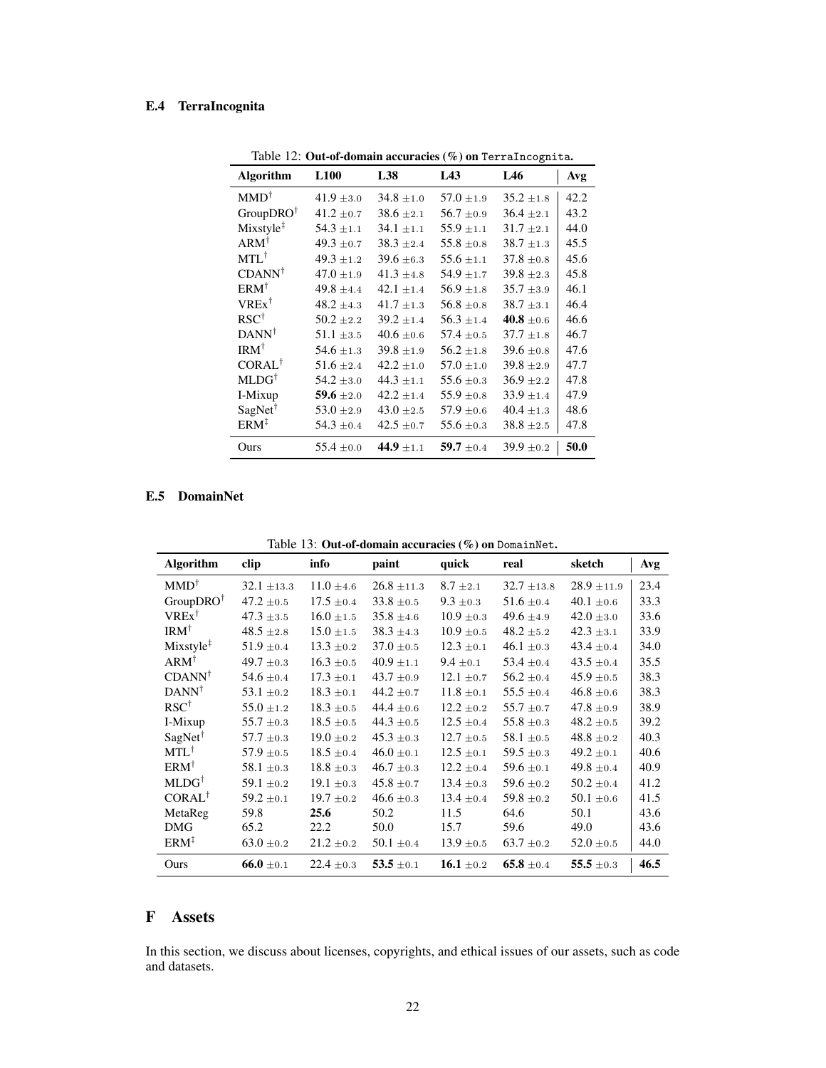### E.4 TerraIncognita

Table 12: **Out-of-domain accuracies (%) on** `TerraIncognita`**.**

| Algorithm | L100 | L38 | L43 | L46 | Avg |
|---|---|---|---|---|---|
| MMD$^\dagger$ | 41.9 $\pm 3.0$ | 34.8 $\pm 1.0$ | 57.0 $\pm 1.9$ | 35.2 $\pm 1.8$ | 42.2 |
| GroupDRO$^\dagger$ | 41.2 $\pm 0.7$ | 38.6 $\pm 2.1$ | 56.7 $\pm 0.9$ | 36.4 $\pm 2.1$ | 43.2 |
| Mixstyle$^\ddagger$ | 54.3 $\pm 1.1$ | 34.1 $\pm 1.1$ | 55.9 $\pm 1.1$ | 31.7 $\pm 2.1$ | 44.0 |
| ARM$^\dagger$ | 49.3 $\pm 0.7$ | 38.3 $\pm 2.4$ | 55.8 $\pm 0.8$ | 38.7 $\pm 1.3$ | 45.5 |
| MTL$^\dagger$ | 49.3 $\pm 1.2$ | 39.6 $\pm 6.3$ | 55.6 $\pm 1.1$ | 37.8 $\pm 0.8$ | 45.6 |
| CDANN$^\dagger$ | 47.0 $\pm 1.9$ | 41.3 $\pm 4.8$ | 54.9 $\pm 1.7$ | 39.8 $\pm 2.3$ | 45.8 |
| ERM$^\dagger$ | 49.8 $\pm 4.4$ | 42.1 $\pm 1.4$ | 56.9 $\pm 1.8$ | 35.7 $\pm 3.9$ | 46.1 |
| VREx$^\dagger$ | 48.2 $\pm 4.3$ | 41.7 $\pm 1.3$ | 56.8 $\pm 0.8$ | 38.7 $\pm 3.1$ | 46.4 |
| RSC$^\dagger$ | 50.2 $\pm 2.2$ | 39.2 $\pm 1.4$ | 56.3 $\pm 1.4$ | **40.8** $\pm 0.6$ | 46.6 |
| DANN$^\dagger$ | 51.1 $\pm 3.5$ | 40.6 $\pm 0.6$ | 57.4 $\pm 0.5$ | 37.7 $\pm 1.8$ | 46.7 |
| IRM$^\dagger$ | 54.6 $\pm 1.3$ | 39.8 $\pm 1.9$ | 56.2 $\pm 1.8$ | 39.6 $\pm 0.8$ | 47.6 |
| CORAL$^\dagger$ | 51.6 $\pm 2.4$ | 42.2 $\pm 1.0$ | 57.0 $\pm 1.0$ | 39.8 $\pm 2.9$ | 47.7 |
| MLDG$^\dagger$ | 54.2 $\pm 3.0$ | 44.3 $\pm 1.1$ | 55.6 $\pm 0.3$ | 36.9 $\pm 2.2$ | 47.8 |
| I-Mixup | **59.6** $\pm 2.0$ | 42.2 $\pm 1.4$ | 55.9 $\pm 0.8$ | 33.9 $\pm 1.4$ | 47.9 |
| SagNet$^\dagger$ | 53.0 $\pm 2.9$ | 43.0 $\pm 2.5$ | 57.9 $\pm 0.6$ | 40.4 $\pm 1.3$ | 48.6 |
| ERM$^\ddagger$ | 54.3 $\pm 0.4$ | 42.5 $\pm 0.7$ | 55.6 $\pm 0.3$ | 38.8 $\pm 2.5$ | 47.8 |
| Ours | 55.4 $\pm 0.0$ | **44.9** $\pm 1.1$ | **59.7** $\pm 0.4$ | 39.9 $\pm 0.2$ | **50.0** |

### E.5 DomainNet

Table 13: **Out-of-domain accuracies (%) on** `DomainNet`**.**

| Algorithm | clip | info | paint | quick | real | sketch | Avg |
|---|---|---|---|---|---|---|---|
| MMD$^\dagger$ | 32.1 $\pm 13.3$ | 11.0 $\pm 4.6$ | 26.8 $\pm 11.3$ | 8.7 $\pm 2.1$ | 32.7 $\pm 13.8$ | 28.9 $\pm 11.9$ | 23.4 |
| GroupDRO$^\dagger$ | 47.2 $\pm 0.5$ | 17.5 $\pm 0.4$ | 33.8 $\pm 0.5$ | 9.3 $\pm 0.3$ | 51.6 $\pm 0.4$ | 40.1 $\pm 0.6$ | 33.3 |
| VREx$^\dagger$ | 47.3 $\pm 3.5$ | 16.0 $\pm 1.5$ | 35.8 $\pm 4.6$ | 10.9 $\pm 0.3$ | 49.6 $\pm 4.9$ | 42.0 $\pm 3.0$ | 33.6 |
| IRM$^\dagger$ | 48.5 $\pm 2.8$ | 15.0 $\pm 1.5$ | 38.3 $\pm 4.3$ | 10.9 $\pm 0.5$ | 48.2 $\pm 5.2$ | 42.3 $\pm 3.1$ | 33.9 |
| Mixstyle$^\ddagger$ | 51.9 $\pm 0.4$ | 13.3 $\pm 0.2$ | 37.0 $\pm 0.5$ | 12.3 $\pm 0.1$ | 46.1 $\pm 0.3$ | 43.4 $\pm 0.4$ | 34.0 |
| ARM$^\dagger$ | 49.7 $\pm 0.3$ | 16.3 $\pm 0.5$ | 40.9 $\pm 1.1$ | 9.4 $\pm 0.1$ | 53.4 $\pm 0.4$ | 43.5 $\pm 0.4$ | 35.5 |
| CDANN$^\dagger$ | 54.6 $\pm 0.4$ | 17.3 $\pm 0.1$ | 43.7 $\pm 0.9$ | 12.1 $\pm 0.7$ | 56.2 $\pm 0.4$ | 45.9 $\pm 0.5$ | 38.3 |
| DANN$^\dagger$ | 53.1 $\pm 0.2$ | 18.3 $\pm 0.1$ | 44.2 $\pm 0.7$ | 11.8 $\pm 0.1$ | 55.5 $\pm 0.4$ | 46.8 $\pm 0.6$ | 38.3 |
| RSC$^\dagger$ | 55.0 $\pm 1.2$ | 18.3 $\pm 0.5$ | 44.4 $\pm 0.6$ | 12.2 $\pm 0.2$ | 55.7 $\pm 0.7$ | 47.8 $\pm 0.9$ | 38.9 |
| I-Mixup | 55.7 $\pm 0.3$ | 18.5 $\pm 0.5$ | 44.3 $\pm 0.5$ | 12.5 $\pm 0.4$ | 55.8 $\pm 0.3$ | 48.2 $\pm 0.5$ | 39.2 |
| SagNet$^\dagger$ | 57.7 $\pm 0.3$ | 19.0 $\pm 0.2$ | 45.3 $\pm 0.3$ | 12.7 $\pm 0.5$ | 58.1 $\pm 0.5$ | 48.8 $\pm 0.2$ | 40.3 |
| MTL$^\dagger$ | 57.9 $\pm 0.5$ | 18.5 $\pm 0.4$ | 46.0 $\pm 0.1$ | 12.5 $\pm 0.1$ | 59.5 $\pm 0.3$ | 49.2 $\pm 0.1$ | 40.6 |
| ERM$^\dagger$ | 58.1 $\pm 0.3$ | 18.8 $\pm 0.3$ | 46.7 $\pm 0.3$ | 12.2 $\pm 0.4$ | 59.6 $\pm 0.1$ | 49.8 $\pm 0.4$ | 40.9 |
| MLDG$^\dagger$ | 59.1 $\pm 0.2$ | 19.1 $\pm 0.3$ | 45.8 $\pm 0.7$ | 13.4 $\pm 0.3$ | 59.6 $\pm 0.2$ | 50.2 $\pm 0.4$ | 41.2 |
| CORAL$^\dagger$ | 59.2 $\pm 0.1$ | 19.7 $\pm 0.2$ | 46.6 $\pm 0.3$ | 13.4 $\pm 0.4$ | 59.8 $\pm 0.2$ | 50.1 $\pm 0.6$ | 41.5 |
| MetaReg | 59.8 | **25.6** | 50.2 | 11.5 | 64.6 | 50.1 | 43.6 |
| DMG | 65.2 | 22.2 | 50.0 | 15.7 | 59.6 | 49.0 | 43.6 |
| ERM$^\ddagger$ | 63.0 $\pm 0.2$ | 21.2 $\pm 0.2$ | 50.1 $\pm 0.4$ | 13.9 $\pm 0.5$ | 63.7 $\pm 0.2$ | 52.0 $\pm 0.5$ | 44.0 |
| Ours | **66.0** $\pm 0.1$ | 22.4 $\pm 0.3$ | **53.5** $\pm 0.1$ | **16.1** $\pm 0.2$ | **65.8** $\pm 0.4$ | **55.5** $\pm 0.3$ | **46.5** |

## F Assets

In this section, we discuss about licenses, copyrights, and ethical issues of our assets, such as code and datasets.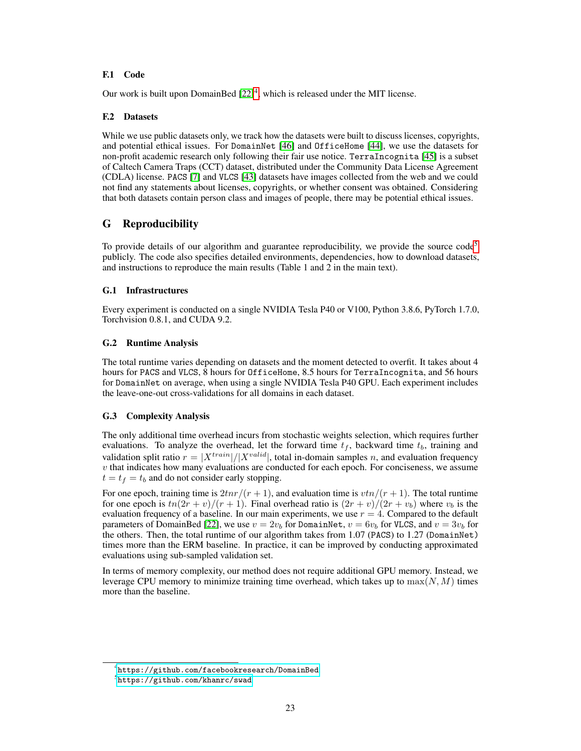### F.1 Code

Our work is built upon DomainBed [22][4], which is released under the MIT license.

### F.2 Datasets

While we use public datasets only, we track how the datasets were built to discuss licenses, copyrights, and potential ethical issues. For `DomainNet` [46] and `OfficeHome` [44], we use the datasets for non-profit academic research only following their fair use notice. `TerraIncognita` [45] is a subset of Caltech Camera Traps (CCT) dataset, distributed under the Community Data License Agreement (CDLA) license. `PACS` [7] and `VLCS` [43] datasets have images collected from the web and we could not find any statements about licenses, copyrights, or whether consent was obtained. Considering that both datasets contain person class and images of people, there may be potential ethical issues.

## G Reproducibility

To provide details of our algorithm and guarantee reproducibility, we provide the source code[5] publicly. The code also specifies detailed environments, dependencies, how to download datasets, and instructions to reproduce the main results (Table 1 and 2 in the main text).

### G.1 Infrastructures

Every experiment is conducted on a single NVIDIA Tesla P40 or V100, Python 3.8.6, PyTorch 1.7.0, Torchvision 0.8.1, and CUDA 9.2.

### G.2 Runtime Analysis

The total runtime varies depending on datasets and the moment detected to overfit. It takes about 4 hours for `PACS` and `VLCS`, 8 hours for `OfficeHome`, 8.5 hours for `TerraIncognita`, and 56 hours for `DomainNet` on average, when using a single NVIDIA Tesla P40 GPU. Each experiment includes the leave-one-out cross-validations for all domains in each dataset.

### G.3 Complexity Analysis

The only additional time overhead incurs from stochastic weights selection, which requires further evaluations. To analyze the overhead, let the forward time $t_f$, backward time $t_b$, training and validation split ratio $r = |X^{train}|/|X^{valid}|$, total in-domain samples $n$, and evaluation frequency $v$ that indicates how many evaluations are conducted for each epoch. For conciseness, we assume $t = t_f = t_b$ and do not consider early stopping.

For one epoch, training time is $2tnr/(r+1)$, and evaluation time is $vtn/(r+1)$. The total runtime for one epoch is $tn(2r+v)/(r+1)$. Final overhead ratio is $(2r+v)/(2r+v_b)$ where $v_b$ is the evaluation frequency of a baseline. In our main experiments, we use $r = 4$. Compared to the default parameters of DomainBed [22], we use $v = 2v_b$ for `DomainNet`, $v = 6v_b$ for `VLCS`, and $v = 3v_b$ for the others. Then, the total runtime of our algorithm takes from 1.07 (`PACS`) to 1.27 (`DomainNet`) times more than the ERM baseline. In practice, it can be improved by conducting approximated evaluations using sub-sampled validation set.

In terms of memory complexity, our method does not require additional GPU memory. Instead, we leverage CPU memory to minimize training time overhead, which takes up to $\max(N, M)$ times more than the baseline.

[4] https://github.com/facebookresearch/DomainBed

[5] https://github.com/khanrc/swad